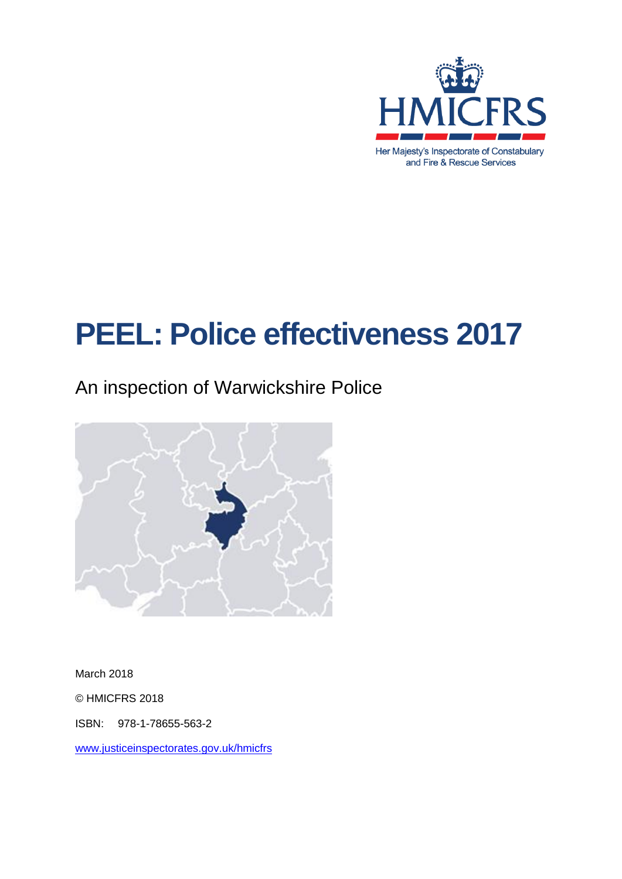HMICFRS

Her Majesty's Inspectorate of Constabulary and Fire & Rescue Services

# PEEL: Police effectiveness 2017

## An inspection of Warwickshire Police

March 2018

© HMICFRS 2018

ISBN: 978-1-78655-563-2

www.justiceinspectorates.gov.uk/hmicfrs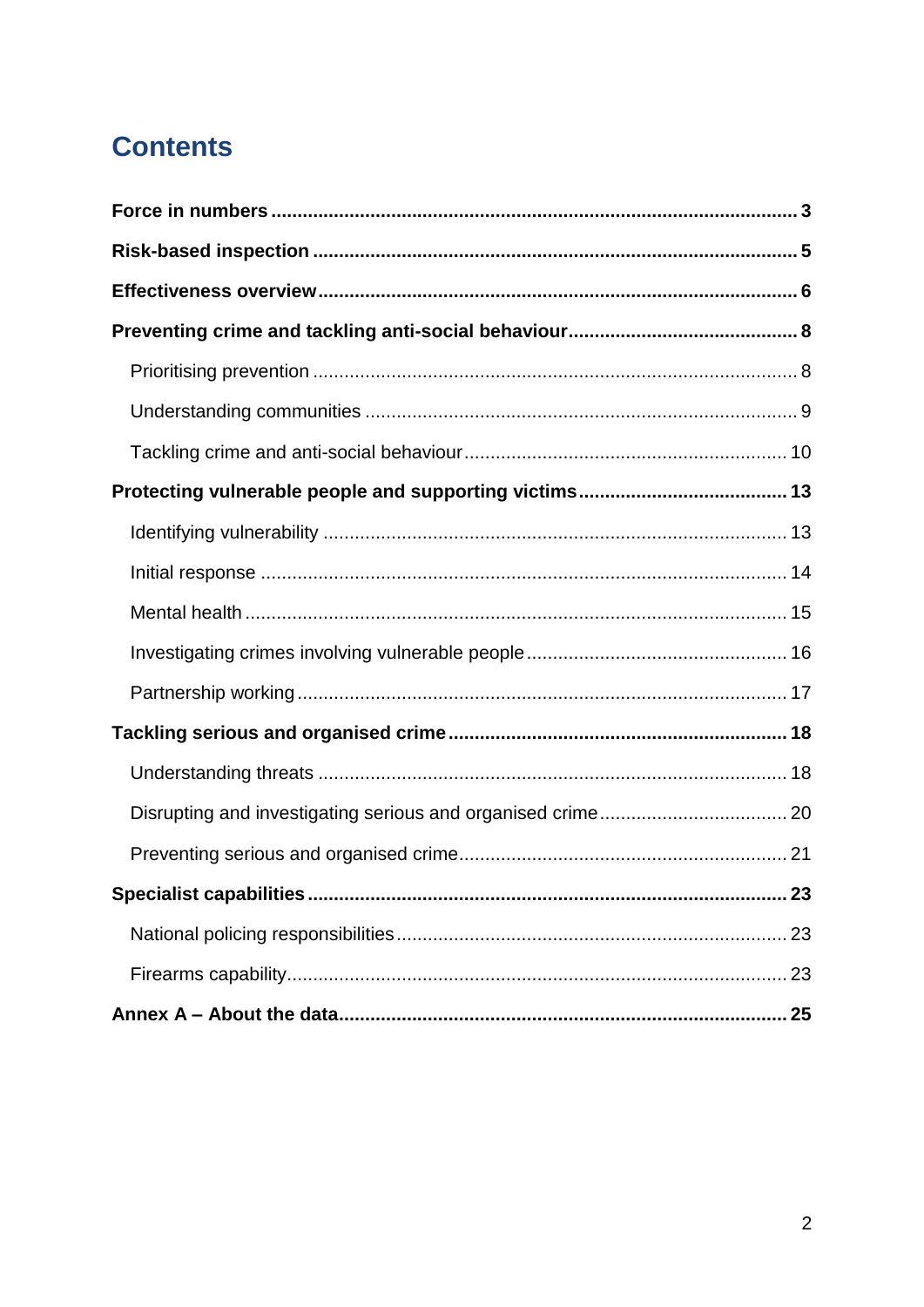# Contents

**Force in numbers** .......... **3**

**Risk-based inspection** .......... **5**

**Effectiveness overview** .......... **6**

**Preventing crime and tackling anti-social behaviour** .......... **8**

- Prioritising prevention .......... 8
- Understanding communities .......... 9
- Tackling crime and anti-social behaviour .......... 10

**Protecting vulnerable people and supporting victims** .......... **13**

- Identifying vulnerability .......... 13
- Initial response .......... 14
- Mental health .......... 15
- Investigating crimes involving vulnerable people .......... 16
- Partnership working .......... 17

**Tackling serious and organised crime** .......... **18**

- Understanding threats .......... 18
- Disrupting and investigating serious and organised crime .......... 20
- Preventing serious and organised crime .......... 21

**Specialist capabilities** .......... **23**

- National policing responsibilities .......... 23
- Firearms capability .......... 23

**Annex A – About the data** .......... **25**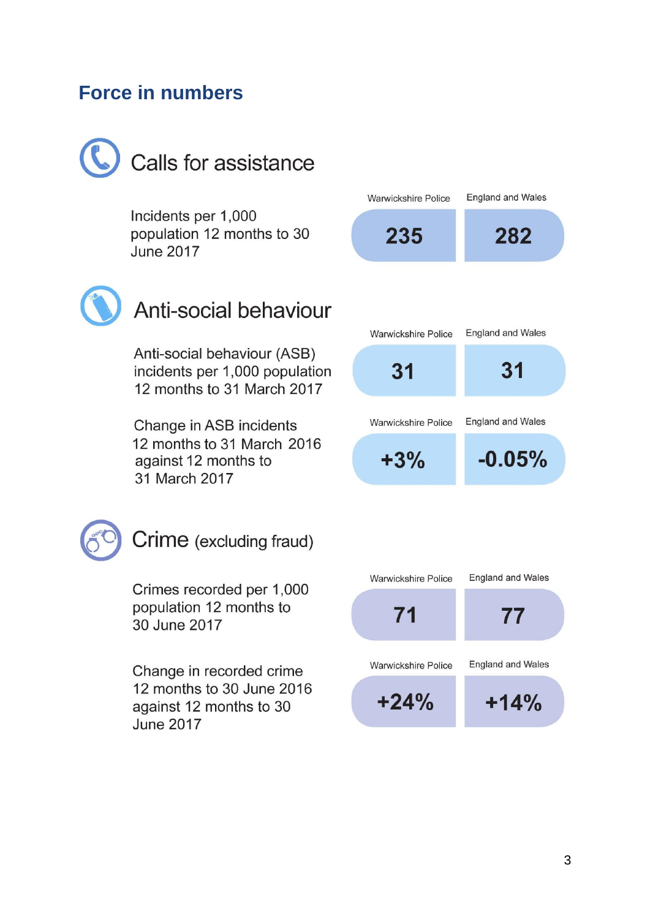## Force in numbers

### Calls for assistance

| | Warwickshire Police | England and Wales |
|---|---|---|
| Incidents per 1,000 population 12 months to 30 June 2017 | 235 | 282 |

### Anti-social behaviour

| | Warwickshire Police | England and Wales |
|---|---|---|
| Anti-social behaviour (ASB) incidents per 1,000 population 12 months to 31 March 2017 | 31 | 31 |
| Change in ASB incidents 12 months to 31 March 2016 against 12 months to 31 March 2017 | +3% | -0.05% |

### Crime (excluding fraud)

| | Warwickshire Police | England and Wales |
|---|---|---|
| Crimes recorded per 1,000 population 12 months to 30 June 2017 | 71 | 77 |
| Change in recorded crime 12 months to 30 June 2016 against 12 months to 30 June 2017 | +24% | +14% |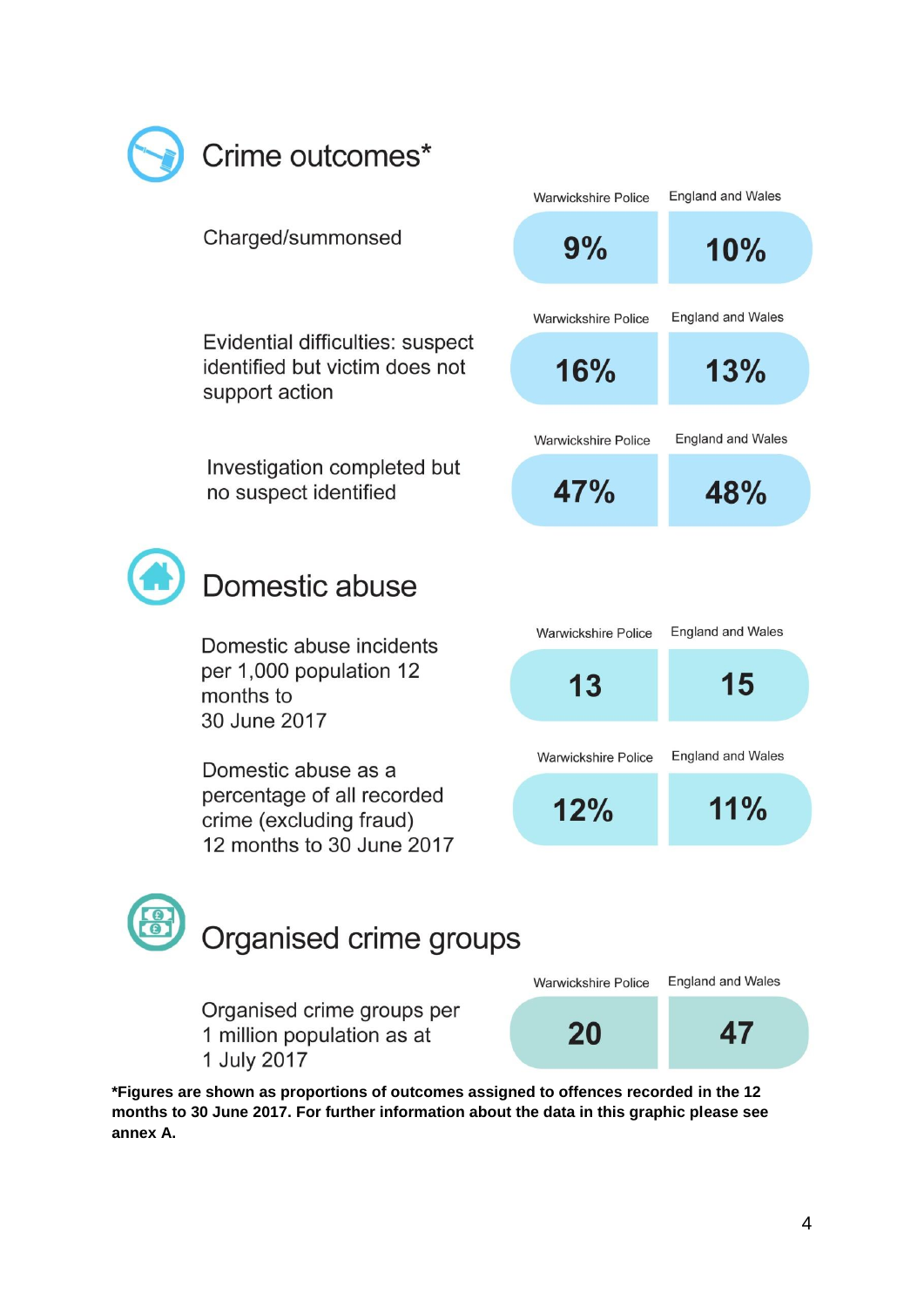## Crime outcomes*

| | Warwickshire Police | England and Wales |
|---|---|---|
| Charged/summonsed | 9% | 10% |
| Evidential difficulties: suspect identified but victim does not support action | 16% | 13% |
| Investigation completed but no suspect identified | 47% | 48% |

## Domestic abuse

| | Warwickshire Police | England and Wales |
|---|---|---|
| Domestic abuse incidents per 1,000 population 12 months to 30 June 2017 | 13 | 15 |
| Domestic abuse as a percentage of all recorded crime (excluding fraud) 12 months to 30 June 2017 | 12% | 11% |

## Organised crime groups

| | Warwickshire Police | England and Wales |
|---|---|---|
| Organised crime groups per 1 million population as at 1 July 2017 | 20 | 47 |

**\*Figures are shown as proportions of outcomes assigned to offences recorded in the 12 months to 30 June 2017. For further information about the data in this graphic please see annex A.**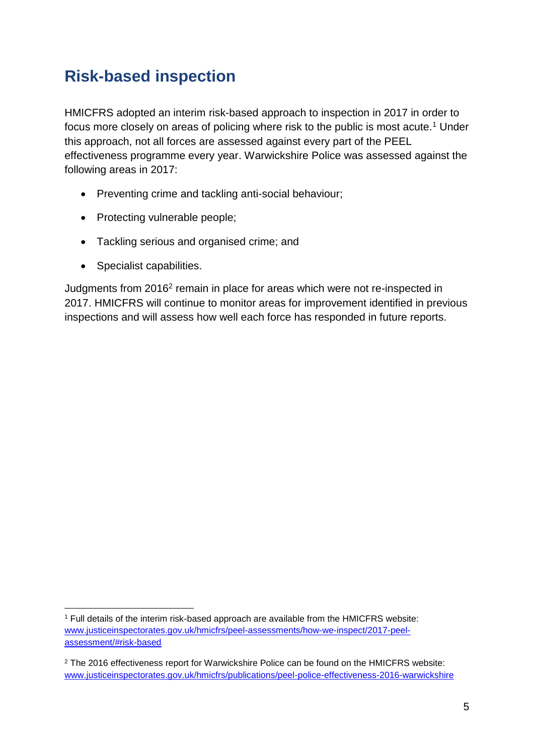## Risk-based inspection

HMICFRS adopted an interim risk-based approach to inspection in 2017 in order to focus more closely on areas of policing where risk to the public is most acute.[1] Under this approach, not all forces are assessed against every part of the PEEL effectiveness programme every year. Warwickshire Police was assessed against the following areas in 2017:

- Preventing crime and tackling anti-social behaviour;
- Protecting vulnerable people;
- Tackling serious and organised crime; and
- Specialist capabilities.

Judgments from 2016[2] remain in place for areas which were not re-inspected in 2017. HMICFRS will continue to monitor areas for improvement identified in previous inspections and will assess how well each force has responded in future reports.

---

[1] Full details of the interim risk-based approach are available from the HMICFRS website: www.justiceinspectorates.gov.uk/hmicfrs/peel-assessments/how-we-inspect/2017-peel-assessment/#risk-based

[2] The 2016 effectiveness report for Warwickshire Police can be found on the HMICFRS website: www.justiceinspectorates.gov.uk/hmicfrs/publications/peel-police-effectiveness-2016-warwickshire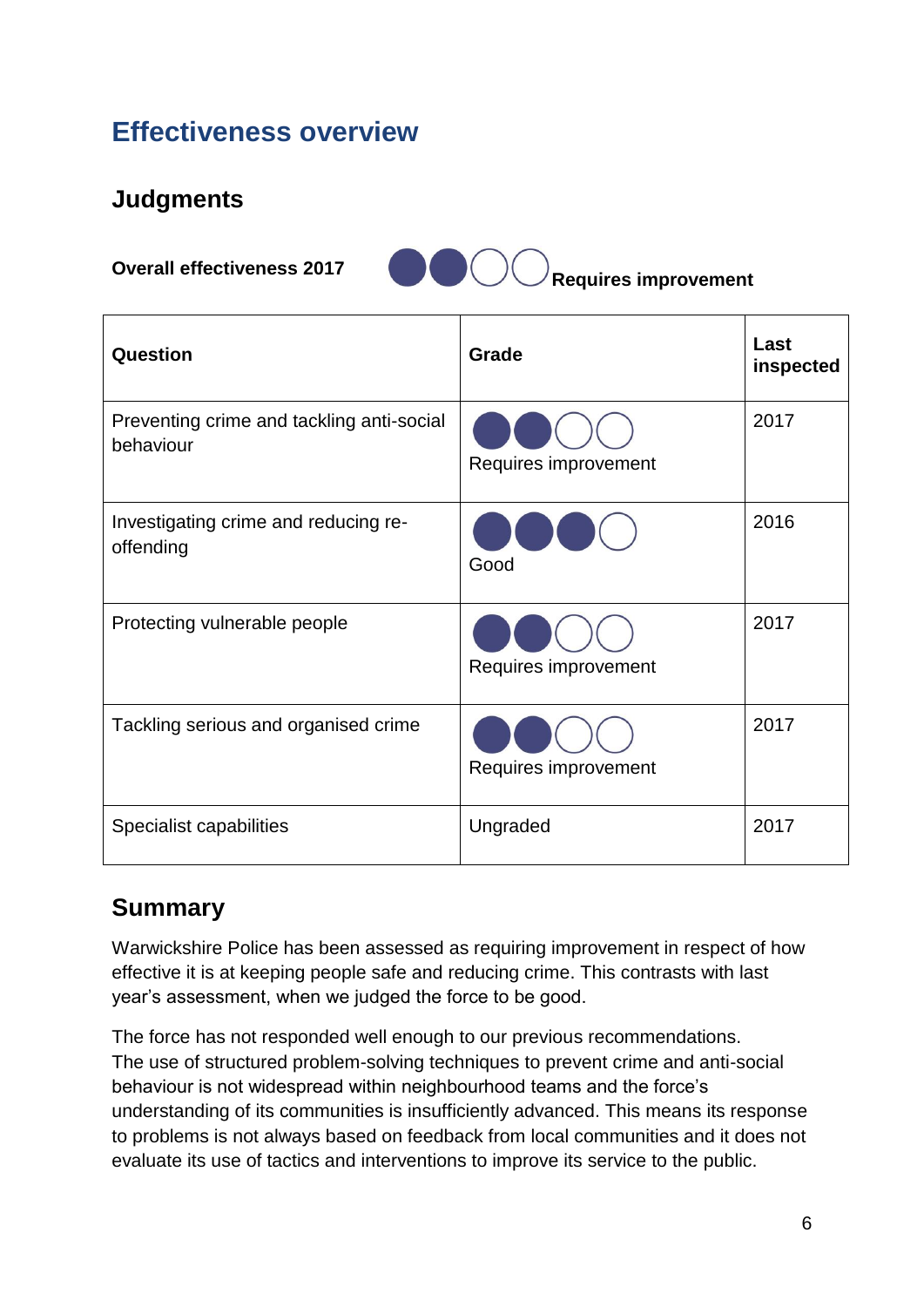# Effectiveness overview

## Judgments

**Overall effectiveness 2017** **Requires improvement**

| **Question** | **Grade** | **Last inspected** |
|---|---|---|
| Preventing crime and tackling anti-social behaviour | Requires improvement | 2017 |
| Investigating crime and reducing re-offending | Good | 2016 |
| Protecting vulnerable people | Requires improvement | 2017 |
| Tackling serious and organised crime | Requires improvement | 2017 |
| Specialist capabilities | Ungraded | 2017 |

## Summary

Warwickshire Police has been assessed as requiring improvement in respect of how effective it is at keeping people safe and reducing crime. This contrasts with last year's assessment, when we judged the force to be good.

The force has not responded well enough to our previous recommendations. The use of structured problem-solving techniques to prevent crime and anti-social behaviour is not widespread within neighbourhood teams and the force's understanding of its communities is insufficiently advanced. This means its response to problems is not always based on feedback from local communities and it does not evaluate its use of tactics and interventions to improve its service to the public.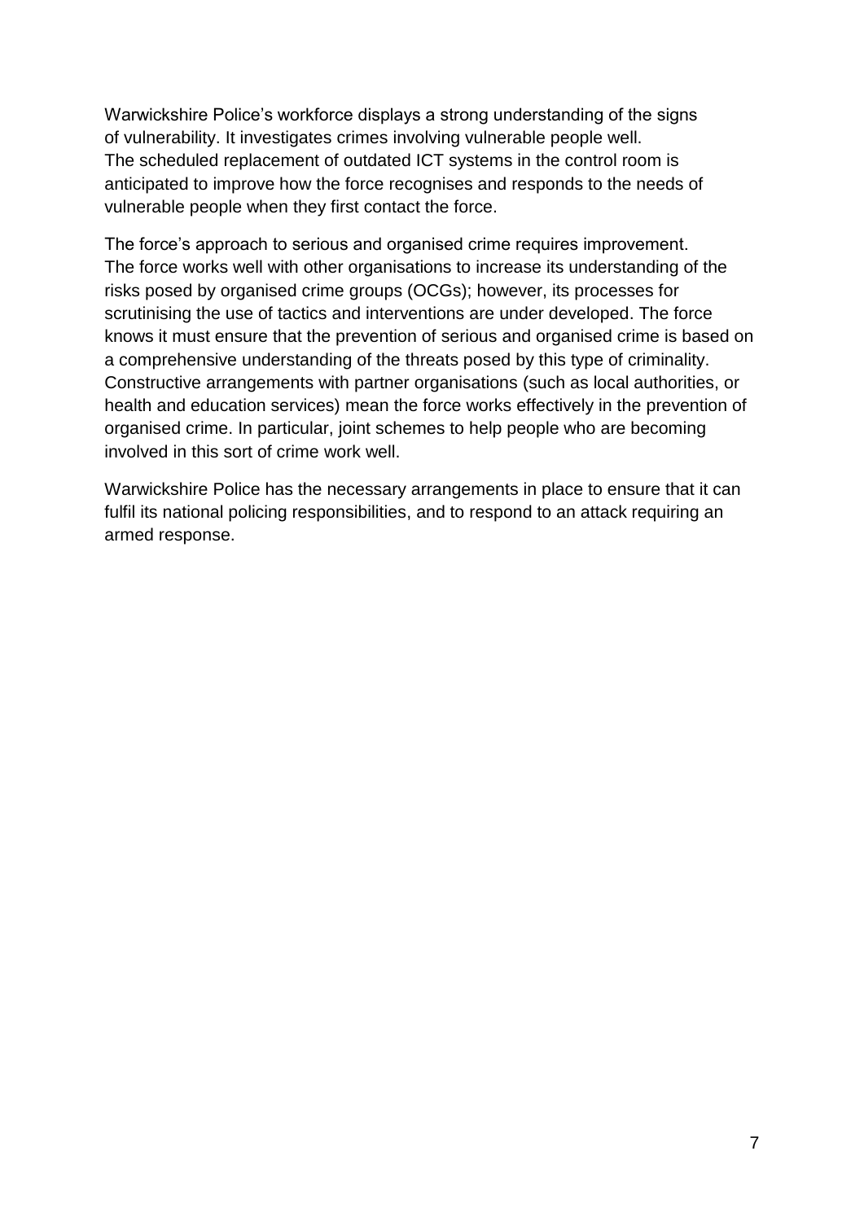Warwickshire Police's workforce displays a strong understanding of the signs of vulnerability. It investigates crimes involving vulnerable people well. The scheduled replacement of outdated ICT systems in the control room is anticipated to improve how the force recognises and responds to the needs of vulnerable people when they first contact the force.

The force's approach to serious and organised crime requires improvement. The force works well with other organisations to increase its understanding of the risks posed by organised crime groups (OCGs); however, its processes for scrutinising the use of tactics and interventions are under developed. The force knows it must ensure that the prevention of serious and organised crime is based on a comprehensive understanding of the threats posed by this type of criminality. Constructive arrangements with partner organisations (such as local authorities, or health and education services) mean the force works effectively in the prevention of organised crime. In particular, joint schemes to help people who are becoming involved in this sort of crime work well.

Warwickshire Police has the necessary arrangements in place to ensure that it can fulfil its national policing responsibilities, and to respond to an attack requiring an armed response.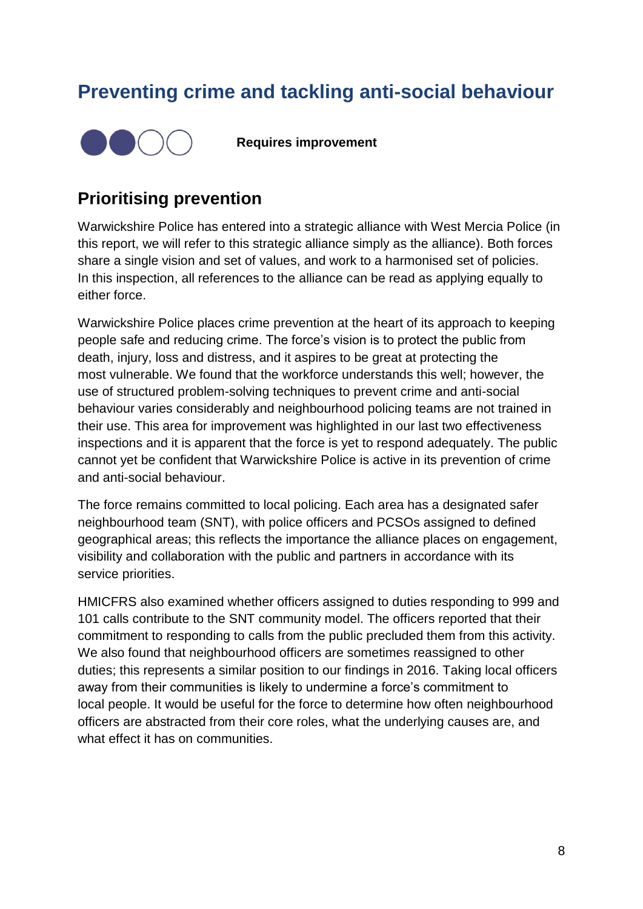# Preventing crime and tackling anti-social behaviour

**Requires improvement**

## Prioritising prevention

Warwickshire Police has entered into a strategic alliance with West Mercia Police (in this report, we will refer to this strategic alliance simply as the alliance). Both forces share a single vision and set of values, and work to a harmonised set of policies. In this inspection, all references to the alliance can be read as applying equally to either force.

Warwickshire Police places crime prevention at the heart of its approach to keeping people safe and reducing crime. The force's vision is to protect the public from death, injury, loss and distress, and it aspires to be great at protecting the most vulnerable. We found that the workforce understands this well; however, the use of structured problem-solving techniques to prevent crime and anti-social behaviour varies considerably and neighbourhood policing teams are not trained in their use. This area for improvement was highlighted in our last two effectiveness inspections and it is apparent that the force is yet to respond adequately. The public cannot yet be confident that Warwickshire Police is active in its prevention of crime and anti-social behaviour.

The force remains committed to local policing. Each area has a designated safer neighbourhood team (SNT), with police officers and PCSOs assigned to defined geographical areas; this reflects the importance the alliance places on engagement, visibility and collaboration with the public and partners in accordance with its service priorities.

HMICFRS also examined whether officers assigned to duties responding to 999 and 101 calls contribute to the SNT community model. The officers reported that their commitment to responding to calls from the public precluded them from this activity. We also found that neighbourhood officers are sometimes reassigned to other duties; this represents a similar position to our findings in 2016. Taking local officers away from their communities is likely to undermine a force's commitment to local people. It would be useful for the force to determine how often neighbourhood officers are abstracted from their core roles, what the underlying causes are, and what effect it has on communities.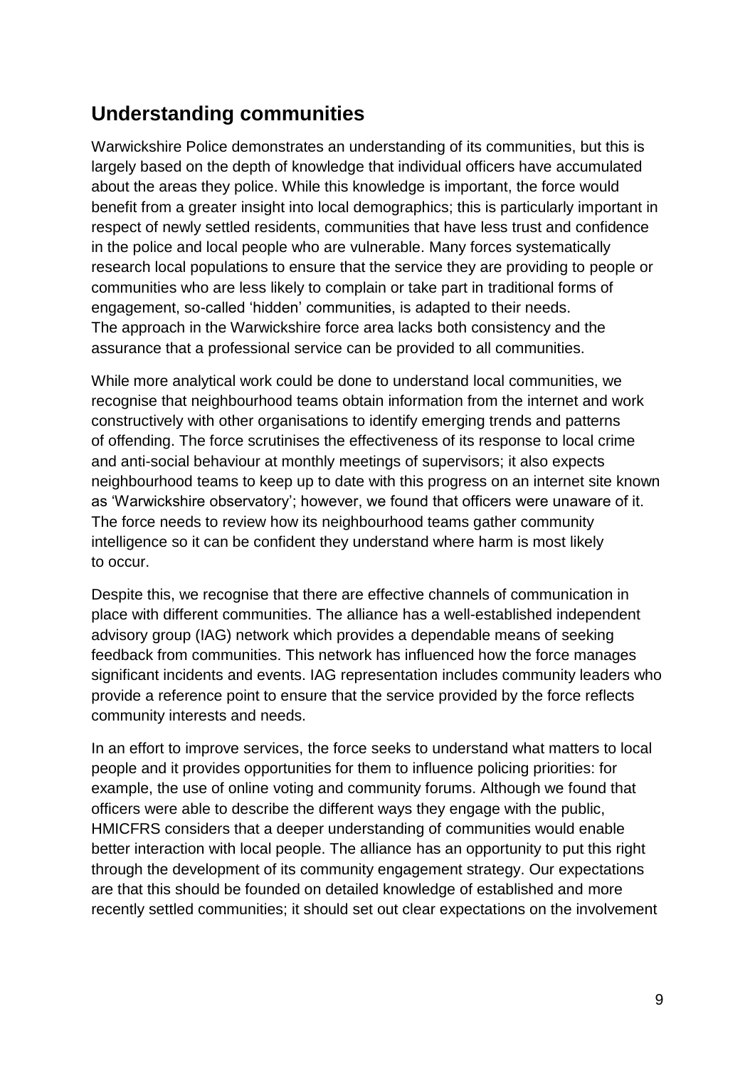## Understanding communities

Warwickshire Police demonstrates an understanding of its communities, but this is largely based on the depth of knowledge that individual officers have accumulated about the areas they police. While this knowledge is important, the force would benefit from a greater insight into local demographics; this is particularly important in respect of newly settled residents, communities that have less trust and confidence in the police and local people who are vulnerable. Many forces systematically research local populations to ensure that the service they are providing to people or communities who are less likely to complain or take part in traditional forms of engagement, so-called 'hidden' communities, is adapted to their needs. The approach in the Warwickshire force area lacks both consistency and the assurance that a professional service can be provided to all communities.

While more analytical work could be done to understand local communities, we recognise that neighbourhood teams obtain information from the internet and work constructively with other organisations to identify emerging trends and patterns of offending. The force scrutinises the effectiveness of its response to local crime and anti-social behaviour at monthly meetings of supervisors; it also expects neighbourhood teams to keep up to date with this progress on an internet site known as 'Warwickshire observatory'; however, we found that officers were unaware of it. The force needs to review how its neighbourhood teams gather community intelligence so it can be confident they understand where harm is most likely to occur.

Despite this, we recognise that there are effective channels of communication in place with different communities. The alliance has a well-established independent advisory group (IAG) network which provides a dependable means of seeking feedback from communities. This network has influenced how the force manages significant incidents and events. IAG representation includes community leaders who provide a reference point to ensure that the service provided by the force reflects community interests and needs.

In an effort to improve services, the force seeks to understand what matters to local people and it provides opportunities for them to influence policing priorities: for example, the use of online voting and community forums. Although we found that officers were able to describe the different ways they engage with the public, HMICFRS considers that a deeper understanding of communities would enable better interaction with local people. The alliance has an opportunity to put this right through the development of its community engagement strategy. Our expectations are that this should be founded on detailed knowledge of established and more recently settled communities; it should set out clear expectations on the involvement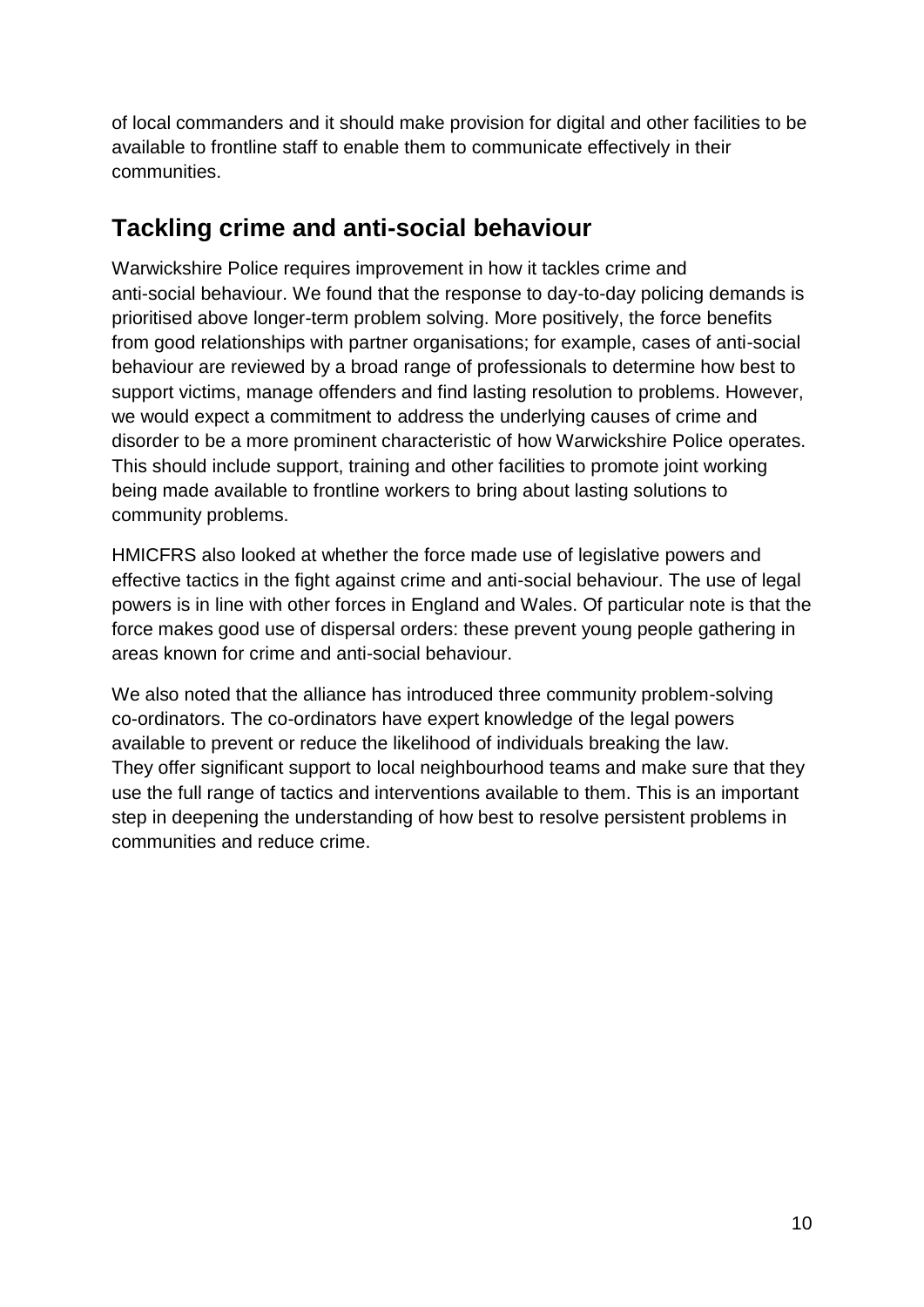of local commanders and it should make provision for digital and other facilities to be available to frontline staff to enable them to communicate effectively in their communities.

## Tackling crime and anti-social behaviour

Warwickshire Police requires improvement in how it tackles crime and anti-social behaviour. We found that the response to day-to-day policing demands is prioritised above longer-term problem solving. More positively, the force benefits from good relationships with partner organisations; for example, cases of anti-social behaviour are reviewed by a broad range of professionals to determine how best to support victims, manage offenders and find lasting resolution to problems. However, we would expect a commitment to address the underlying causes of crime and disorder to be a more prominent characteristic of how Warwickshire Police operates. This should include support, training and other facilities to promote joint working being made available to frontline workers to bring about lasting solutions to community problems.

HMICFRS also looked at whether the force made use of legislative powers and effective tactics in the fight against crime and anti-social behaviour. The use of legal powers is in line with other forces in England and Wales. Of particular note is that the force makes good use of dispersal orders: these prevent young people gathering in areas known for crime and anti-social behaviour.

We also noted that the alliance has introduced three community problem-solving co-ordinators. The co-ordinators have expert knowledge of the legal powers available to prevent or reduce the likelihood of individuals breaking the law. They offer significant support to local neighbourhood teams and make sure that they use the full range of tactics and interventions available to them. This is an important step in deepening the understanding of how best to resolve persistent problems in communities and reduce crime.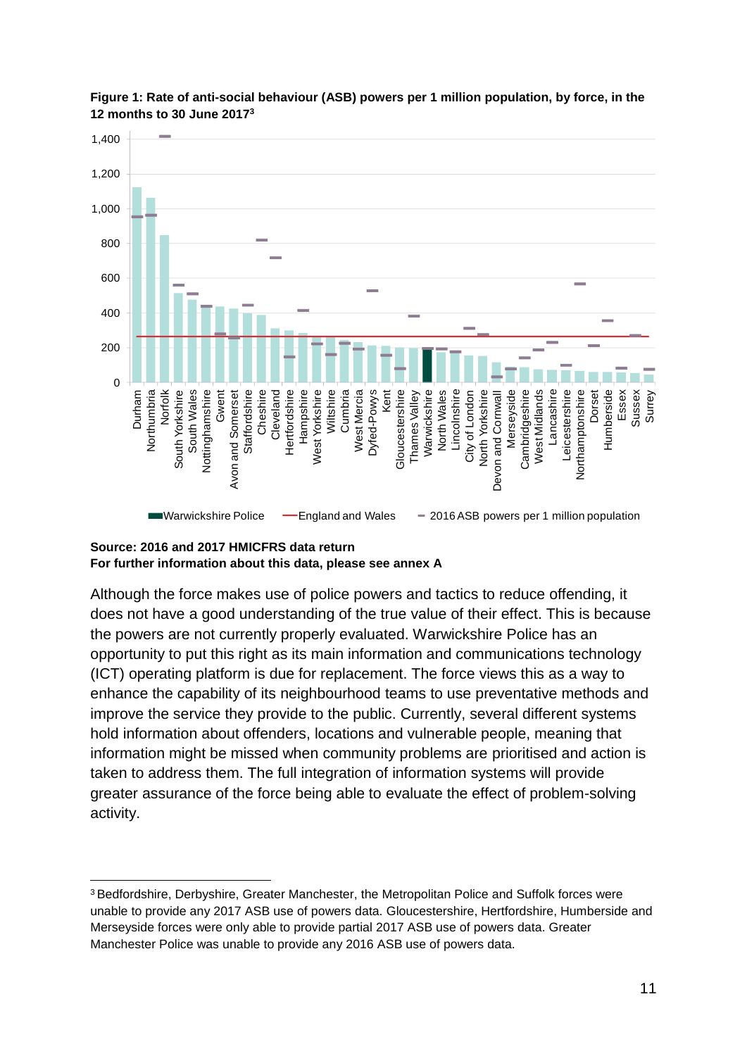**Figure 1: Rate of anti-social behaviour (ASB) powers per 1 million population, by force, in the 12 months to 30 June 2017[3]**

1,400
1,200
1,000
800
600
400
200
0

Durham, Northumbria, Norfolk, South Yorkshire, South Wales, Nottinghamshire, Gwent, Avon and Somerset, Staffordshire, Cheshire, Cleveland, Hertfordshire, Hampshire, West Yorkshire, Wiltshire, Cumbria, West Mercia, Dyfed-Powys, Kent, Gloucestershire, Thames Valley, Warwickshire, North Wales, Lincolnshire, City of London, North Yorkshire, Devon and Cornwall, Merseyside, Cambridgeshire, West Midlands, Lancashire, Leicestershire, Northamptonshire, Dorset, Humberside, Essex, Sussex, Surrey

Warwickshire Police — England and Wales — 2016 ASB powers per 1 million population

**Source: 2016 and 2017 HMICFRS data return**
**For further information about this data, please see annex A**

Although the force makes use of police powers and tactics to reduce offending, it does not have a good understanding of the true value of their effect. This is because the powers are not currently properly evaluated. Warwickshire Police has an opportunity to put this right as its main information and communications technology (ICT) operating platform is due for replacement. The force views this as a way to enhance the capability of its neighbourhood teams to use preventative methods and improve the service they provide to the public. Currently, several different systems hold information about offenders, locations and vulnerable people, meaning that information might be missed when community problems are prioritised and action is taken to address them. The full integration of information systems will provide greater assurance of the force being able to evaluate the effect of problem-solving activity.

---

[3] Bedfordshire, Derbyshire, Greater Manchester, the Metropolitan Police and Suffolk forces were unable to provide any 2017 ASB use of powers data. Gloucestershire, Hertfordshire, Humberside and Merseyside forces were only able to provide partial 2017 ASB use of powers data. Greater Manchester Police was unable to provide any 2016 ASB use of powers data.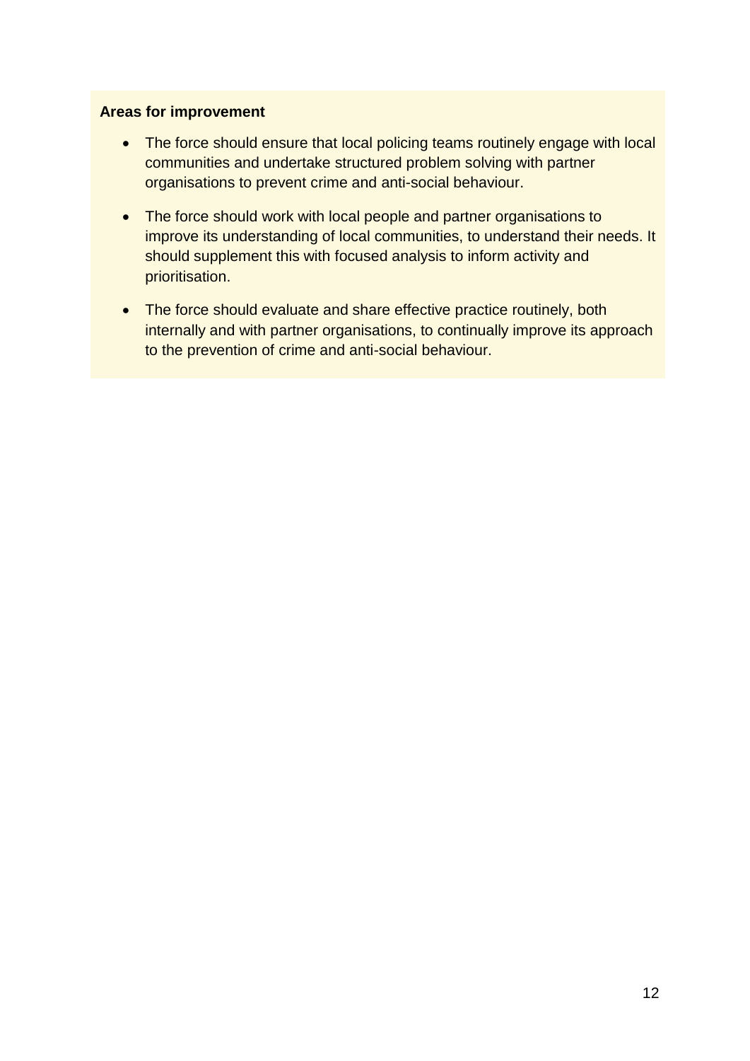**Areas for improvement**

- The force should ensure that local policing teams routinely engage with local communities and undertake structured problem solving with partner organisations to prevent crime and anti-social behaviour.
- The force should work with local people and partner organisations to improve its understanding of local communities, to understand their needs. It should supplement this with focused analysis to inform activity and prioritisation.
- The force should evaluate and share effective practice routinely, both internally and with partner organisations, to continually improve its approach to the prevention of crime and anti-social behaviour.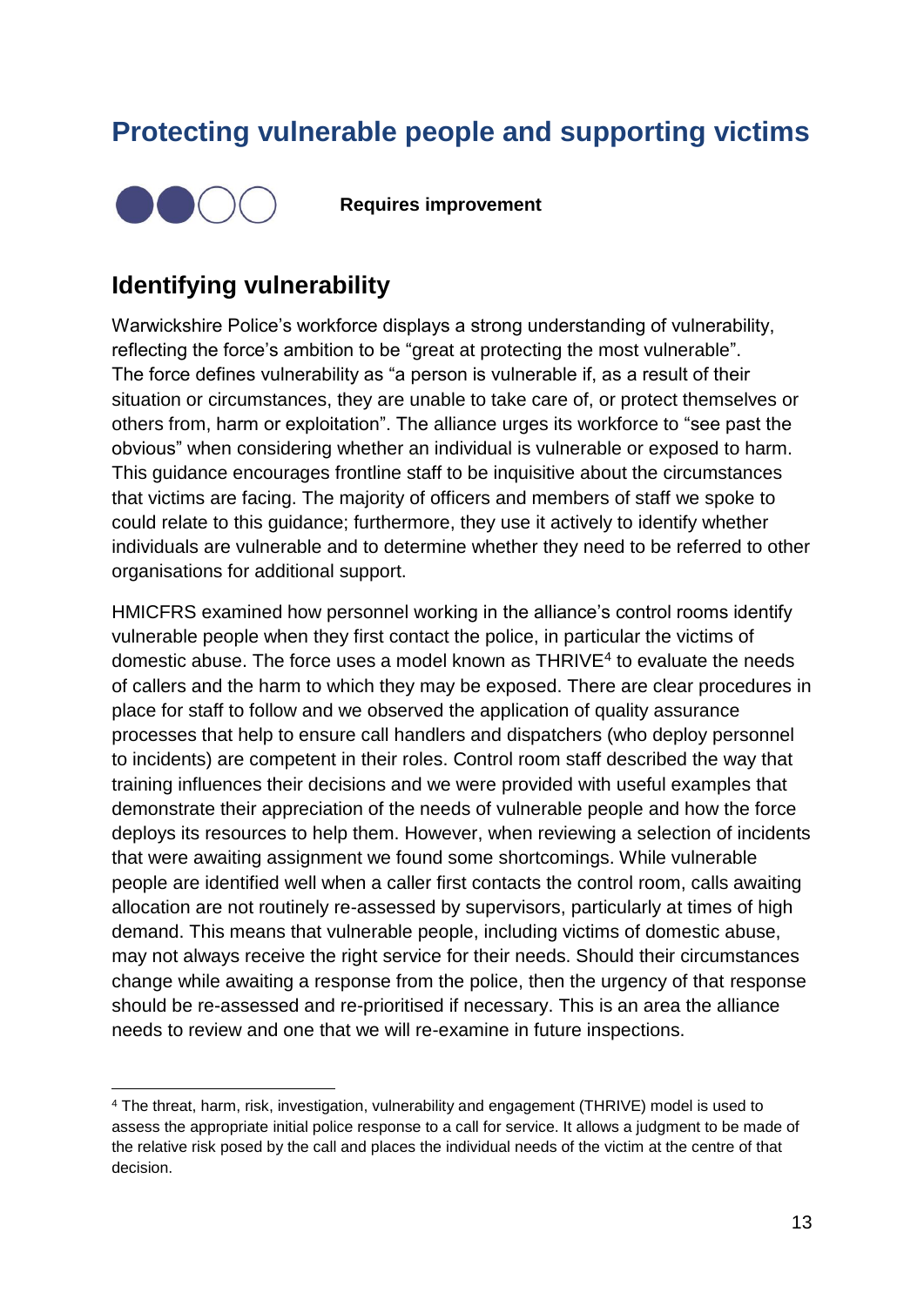# Protecting vulnerable people and supporting victims

**Requires improvement**

## Identifying vulnerability

Warwickshire Police's workforce displays a strong understanding of vulnerability, reflecting the force's ambition to be "great at protecting the most vulnerable". The force defines vulnerability as "a person is vulnerable if, as a result of their situation or circumstances, they are unable to take care of, or protect themselves or others from, harm or exploitation". The alliance urges its workforce to "see past the obvious" when considering whether an individual is vulnerable or exposed to harm. This guidance encourages frontline staff to be inquisitive about the circumstances that victims are facing. The majority of officers and members of staff we spoke to could relate to this guidance; furthermore, they use it actively to identify whether individuals are vulnerable and to determine whether they need to be referred to other organisations for additional support.

HMICFRS examined how personnel working in the alliance's control rooms identify vulnerable people when they first contact the police, in particular the victims of domestic abuse. The force uses a model known as THRIVE[4] to evaluate the needs of callers and the harm to which they may be exposed. There are clear procedures in place for staff to follow and we observed the application of quality assurance processes that help to ensure call handlers and dispatchers (who deploy personnel to incidents) are competent in their roles. Control room staff described the way that training influences their decisions and we were provided with useful examples that demonstrate their appreciation of the needs of vulnerable people and how the force deploys its resources to help them. However, when reviewing a selection of incidents that were awaiting assignment we found some shortcomings. While vulnerable people are identified well when a caller first contacts the control room, calls awaiting allocation are not routinely re-assessed by supervisors, particularly at times of high demand. This means that vulnerable people, including victims of domestic abuse, may not always receive the right service for their needs. Should their circumstances change while awaiting a response from the police, then the urgency of that response should be re-assessed and re-prioritised if necessary. This is an area the alliance needs to review and one that we will re-examine in future inspections.

[4] The threat, harm, risk, investigation, vulnerability and engagement (THRIVE) model is used to assess the appropriate initial police response to a call for service. It allows a judgment to be made of the relative risk posed by the call and places the individual needs of the victim at the centre of that decision.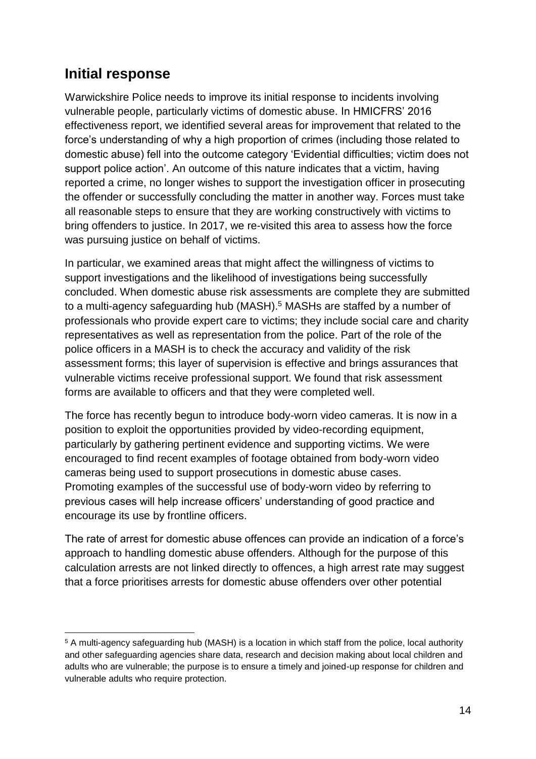## Initial response

Warwickshire Police needs to improve its initial response to incidents involving vulnerable people, particularly victims of domestic abuse. In HMICFRS' 2016 effectiveness report, we identified several areas for improvement that related to the force's understanding of why a high proportion of crimes (including those related to domestic abuse) fell into the outcome category 'Evidential difficulties; victim does not support police action'. An outcome of this nature indicates that a victim, having reported a crime, no longer wishes to support the investigation officer in prosecuting the offender or successfully concluding the matter in another way. Forces must take all reasonable steps to ensure that they are working constructively with victims to bring offenders to justice. In 2017, we re-visited this area to assess how the force was pursuing justice on behalf of victims.

In particular, we examined areas that might affect the willingness of victims to support investigations and the likelihood of investigations being successfully concluded. When domestic abuse risk assessments are complete they are submitted to a multi-agency safeguarding hub (MASH).[5] MASHs are staffed by a number of professionals who provide expert care to victims; they include social care and charity representatives as well as representation from the police. Part of the role of the police officers in a MASH is to check the accuracy and validity of the risk assessment forms; this layer of supervision is effective and brings assurances that vulnerable victims receive professional support. We found that risk assessment forms are available to officers and that they were completed well.

The force has recently begun to introduce body-worn video cameras. It is now in a position to exploit the opportunities provided by video-recording equipment, particularly by gathering pertinent evidence and supporting victims. We were encouraged to find recent examples of footage obtained from body-worn video cameras being used to support prosecutions in domestic abuse cases. Promoting examples of the successful use of body-worn video by referring to previous cases will help increase officers' understanding of good practice and encourage its use by frontline officers.

The rate of arrest for domestic abuse offences can provide an indication of a force's approach to handling domestic abuse offenders. Although for the purpose of this calculation arrests are not linked directly to offences, a high arrest rate may suggest that a force prioritises arrests for domestic abuse offenders over other potential

[5] A multi-agency safeguarding hub (MASH) is a location in which staff from the police, local authority and other safeguarding agencies share data, research and decision making about local children and adults who are vulnerable; the purpose is to ensure a timely and joined-up response for children and vulnerable adults who require protection.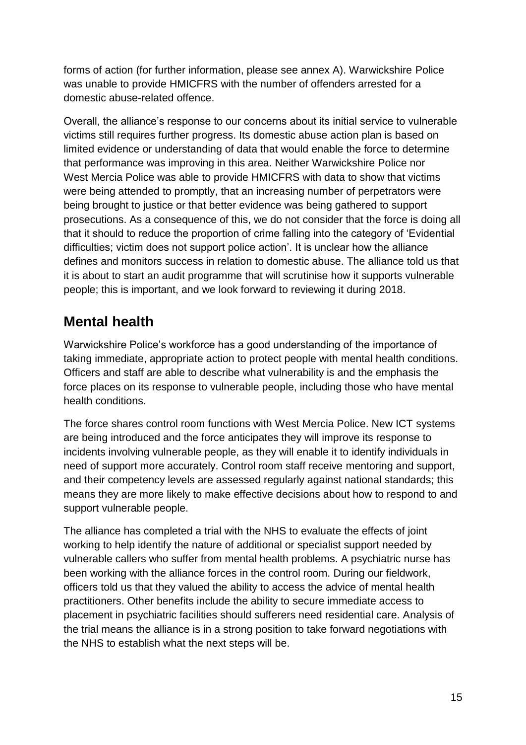forms of action (for further information, please see annex A). Warwickshire Police was unable to provide HMICFRS with the number of offenders arrested for a domestic abuse-related offence.

Overall, the alliance's response to our concerns about its initial service to vulnerable victims still requires further progress. Its domestic abuse action plan is based on limited evidence or understanding of data that would enable the force to determine that performance was improving in this area. Neither Warwickshire Police nor West Mercia Police was able to provide HMICFRS with data to show that victims were being attended to promptly, that an increasing number of perpetrators were being brought to justice or that better evidence was being gathered to support prosecutions. As a consequence of this, we do not consider that the force is doing all that it should to reduce the proportion of crime falling into the category of 'Evidential difficulties; victim does not support police action'. It is unclear how the alliance defines and monitors success in relation to domestic abuse. The alliance told us that it is about to start an audit programme that will scrutinise how it supports vulnerable people; this is important, and we look forward to reviewing it during 2018.

## Mental health

Warwickshire Police's workforce has a good understanding of the importance of taking immediate, appropriate action to protect people with mental health conditions. Officers and staff are able to describe what vulnerability is and the emphasis the force places on its response to vulnerable people, including those who have mental health conditions.

The force shares control room functions with West Mercia Police. New ICT systems are being introduced and the force anticipates they will improve its response to incidents involving vulnerable people, as they will enable it to identify individuals in need of support more accurately. Control room staff receive mentoring and support, and their competency levels are assessed regularly against national standards; this means they are more likely to make effective decisions about how to respond to and support vulnerable people.

The alliance has completed a trial with the NHS to evaluate the effects of joint working to help identify the nature of additional or specialist support needed by vulnerable callers who suffer from mental health problems. A psychiatric nurse has been working with the alliance forces in the control room. During our fieldwork, officers told us that they valued the ability to access the advice of mental health practitioners. Other benefits include the ability to secure immediate access to placement in psychiatric facilities should sufferers need residential care. Analysis of the trial means the alliance is in a strong position to take forward negotiations with the NHS to establish what the next steps will be.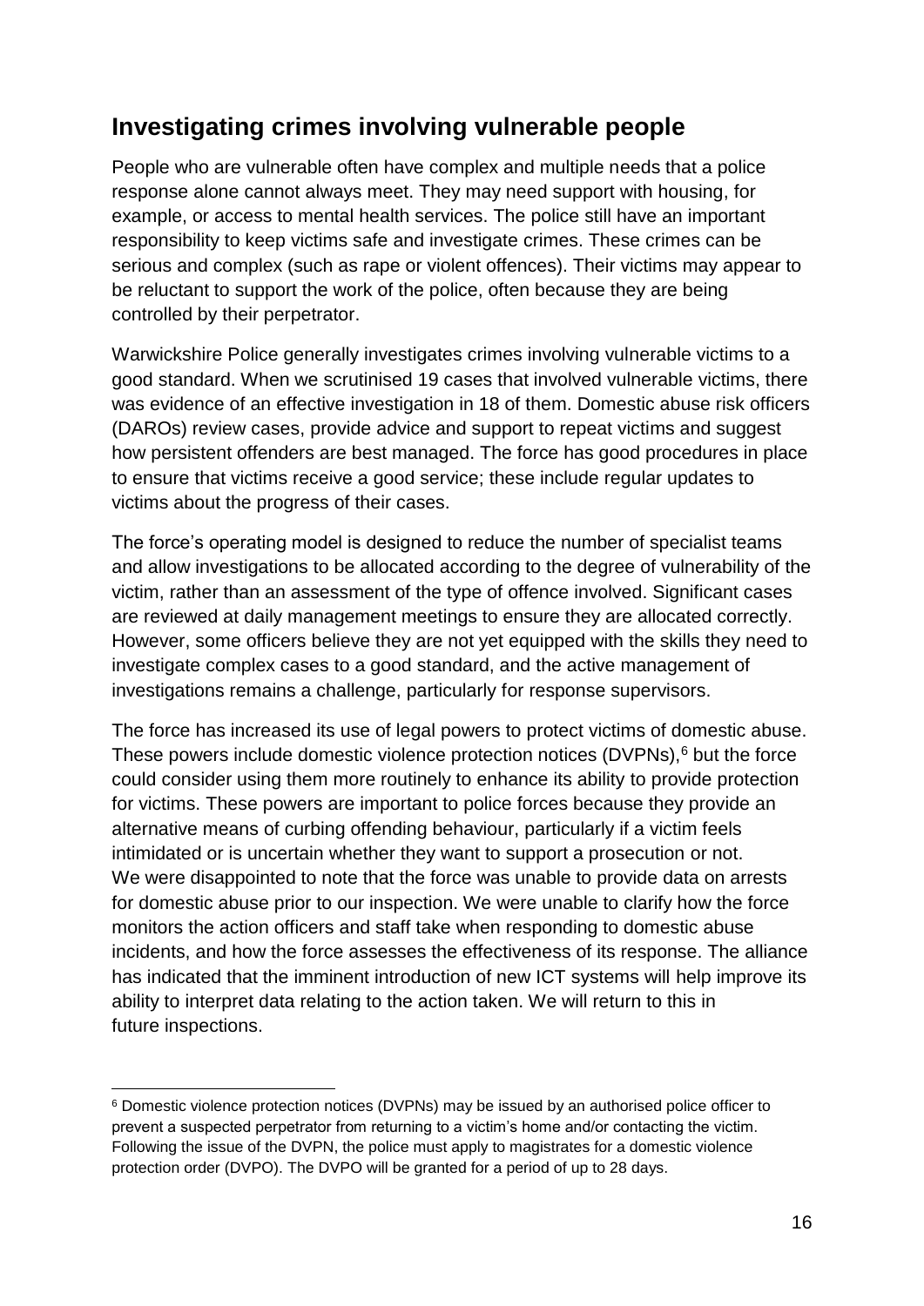## Investigating crimes involving vulnerable people

People who are vulnerable often have complex and multiple needs that a police response alone cannot always meet. They may need support with housing, for example, or access to mental health services. The police still have an important responsibility to keep victims safe and investigate crimes. These crimes can be serious and complex (such as rape or violent offences). Their victims may appear to be reluctant to support the work of the police, often because they are being controlled by their perpetrator.

Warwickshire Police generally investigates crimes involving vulnerable victims to a good standard. When we scrutinised 19 cases that involved vulnerable victims, there was evidence of an effective investigation in 18 of them. Domestic abuse risk officers (DAROs) review cases, provide advice and support to repeat victims and suggest how persistent offenders are best managed. The force has good procedures in place to ensure that victims receive a good service; these include regular updates to victims about the progress of their cases.

The force's operating model is designed to reduce the number of specialist teams and allow investigations to be allocated according to the degree of vulnerability of the victim, rather than an assessment of the type of offence involved. Significant cases are reviewed at daily management meetings to ensure they are allocated correctly. However, some officers believe they are not yet equipped with the skills they need to investigate complex cases to a good standard, and the active management of investigations remains a challenge, particularly for response supervisors.

The force has increased its use of legal powers to protect victims of domestic abuse. These powers include domestic violence protection notices (DVPNs),[6] but the force could consider using them more routinely to enhance its ability to provide protection for victims. These powers are important to police forces because they provide an alternative means of curbing offending behaviour, particularly if a victim feels intimidated or is uncertain whether they want to support a prosecution or not. We were disappointed to note that the force was unable to provide data on arrests for domestic abuse prior to our inspection. We were unable to clarify how the force monitors the action officers and staff take when responding to domestic abuse incidents, and how the force assesses the effectiveness of its response. The alliance has indicated that the imminent introduction of new ICT systems will help improve its ability to interpret data relating to the action taken. We will return to this in future inspections.

[6] Domestic violence protection notices (DVPNs) may be issued by an authorised police officer to prevent a suspected perpetrator from returning to a victim's home and/or contacting the victim. Following the issue of the DVPN, the police must apply to magistrates for a domestic violence protection order (DVPO). The DVPO will be granted for a period of up to 28 days.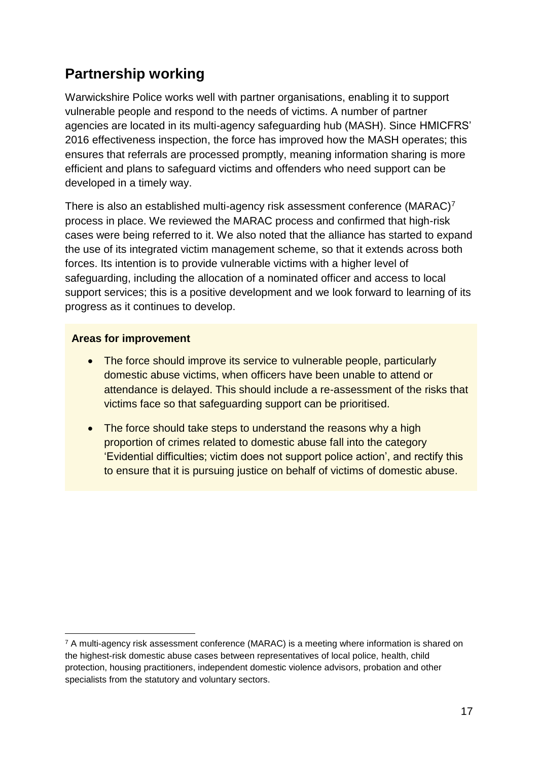## Partnership working

Warwickshire Police works well with partner organisations, enabling it to support vulnerable people and respond to the needs of victims. A number of partner agencies are located in its multi-agency safeguarding hub (MASH). Since HMICFRS' 2016 effectiveness inspection, the force has improved how the MASH operates; this ensures that referrals are processed promptly, meaning information sharing is more efficient and plans to safeguard victims and offenders who need support can be developed in a timely way.

There is also an established multi-agency risk assessment conference (MARAC)[7] process in place. We reviewed the MARAC process and confirmed that high-risk cases were being referred to it. We also noted that the alliance has started to expand the use of its integrated victim management scheme, so that it extends across both forces. Its intention is to provide vulnerable victims with a higher level of safeguarding, including the allocation of a nominated officer and access to local support services; this is a positive development and we look forward to learning of its progress as it continues to develop.

**Areas for improvement**

- The force should improve its service to vulnerable people, particularly domestic abuse victims, when officers have been unable to attend or attendance is delayed. This should include a re-assessment of the risks that victims face so that safeguarding support can be prioritised.
- The force should take steps to understand the reasons why a high proportion of crimes related to domestic abuse fall into the category 'Evidential difficulties; victim does not support police action', and rectify this to ensure that it is pursuing justice on behalf of victims of domestic abuse.

[7] A multi-agency risk assessment conference (MARAC) is a meeting where information is shared on the highest-risk domestic abuse cases between representatives of local police, health, child protection, housing practitioners, independent domestic violence advisors, probation and other specialists from the statutory and voluntary sectors.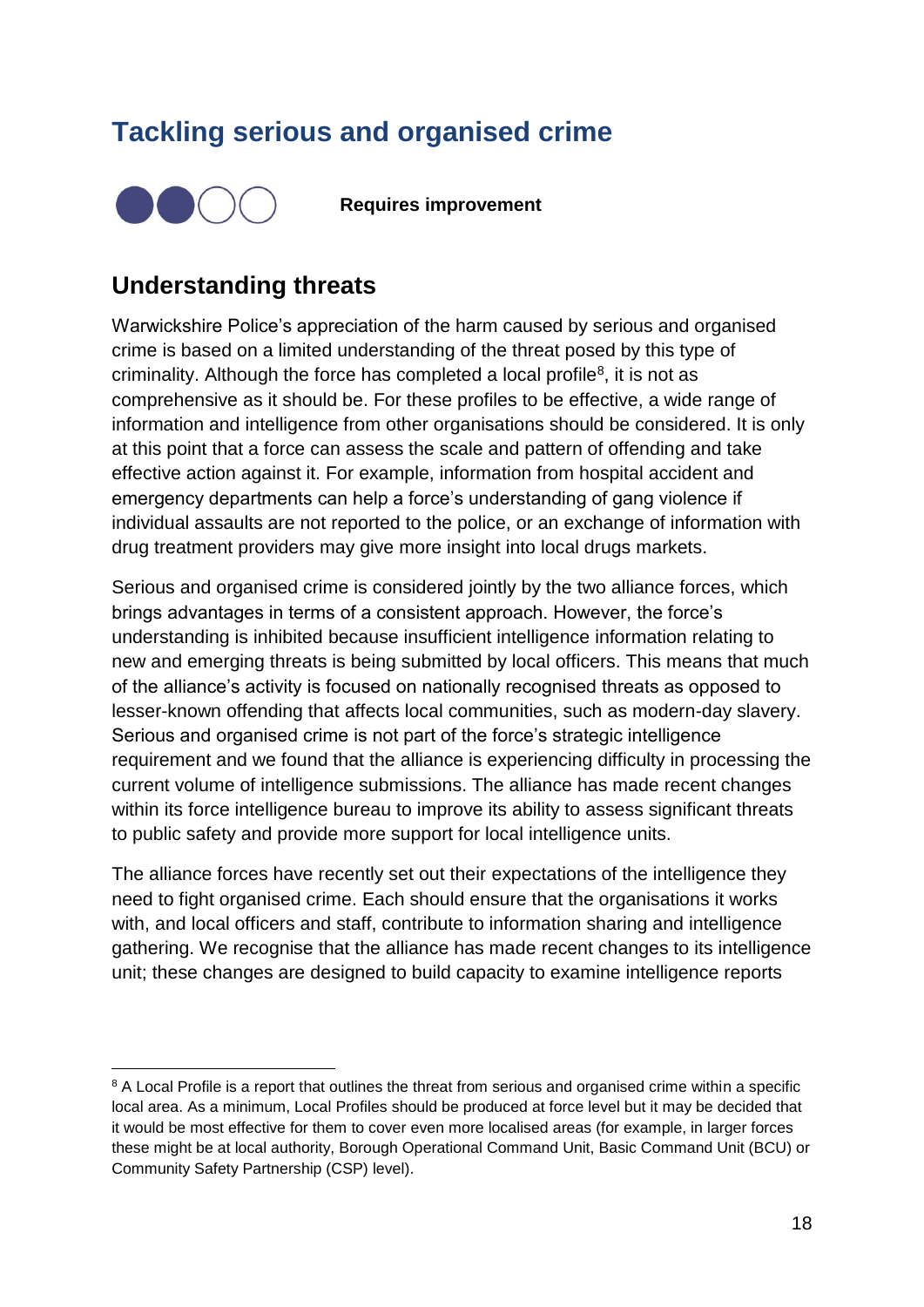# Tackling serious and organised crime

**Requires improvement**

## Understanding threats

Warwickshire Police's appreciation of the harm caused by serious and organised crime is based on a limited understanding of the threat posed by this type of criminality. Although the force has completed a local profile[8], it is not as comprehensive as it should be. For these profiles to be effective, a wide range of information and intelligence from other organisations should be considered. It is only at this point that a force can assess the scale and pattern of offending and take effective action against it. For example, information from hospital accident and emergency departments can help a force's understanding of gang violence if individual assaults are not reported to the police, or an exchange of information with drug treatment providers may give more insight into local drugs markets.

Serious and organised crime is considered jointly by the two alliance forces, which brings advantages in terms of a consistent approach. However, the force's understanding is inhibited because insufficient intelligence information relating to new and emerging threats is being submitted by local officers. This means that much of the alliance's activity is focused on nationally recognised threats as opposed to lesser-known offending that affects local communities, such as modern-day slavery. Serious and organised crime is not part of the force's strategic intelligence requirement and we found that the alliance is experiencing difficulty in processing the current volume of intelligence submissions. The alliance has made recent changes within its force intelligence bureau to improve its ability to assess significant threats to public safety and provide more support for local intelligence units.

The alliance forces have recently set out their expectations of the intelligence they need to fight organised crime. Each should ensure that the organisations it works with, and local officers and staff, contribute to information sharing and intelligence gathering. We recognise that the alliance has made recent changes to its intelligence unit; these changes are designed to build capacity to examine intelligence reports

[8] A Local Profile is a report that outlines the threat from serious and organised crime within a specific local area. As a minimum, Local Profiles should be produced at force level but it may be decided that it would be most effective for them to cover even more localised areas (for example, in larger forces these might be at local authority, Borough Operational Command Unit, Basic Command Unit (BCU) or Community Safety Partnership (CSP) level).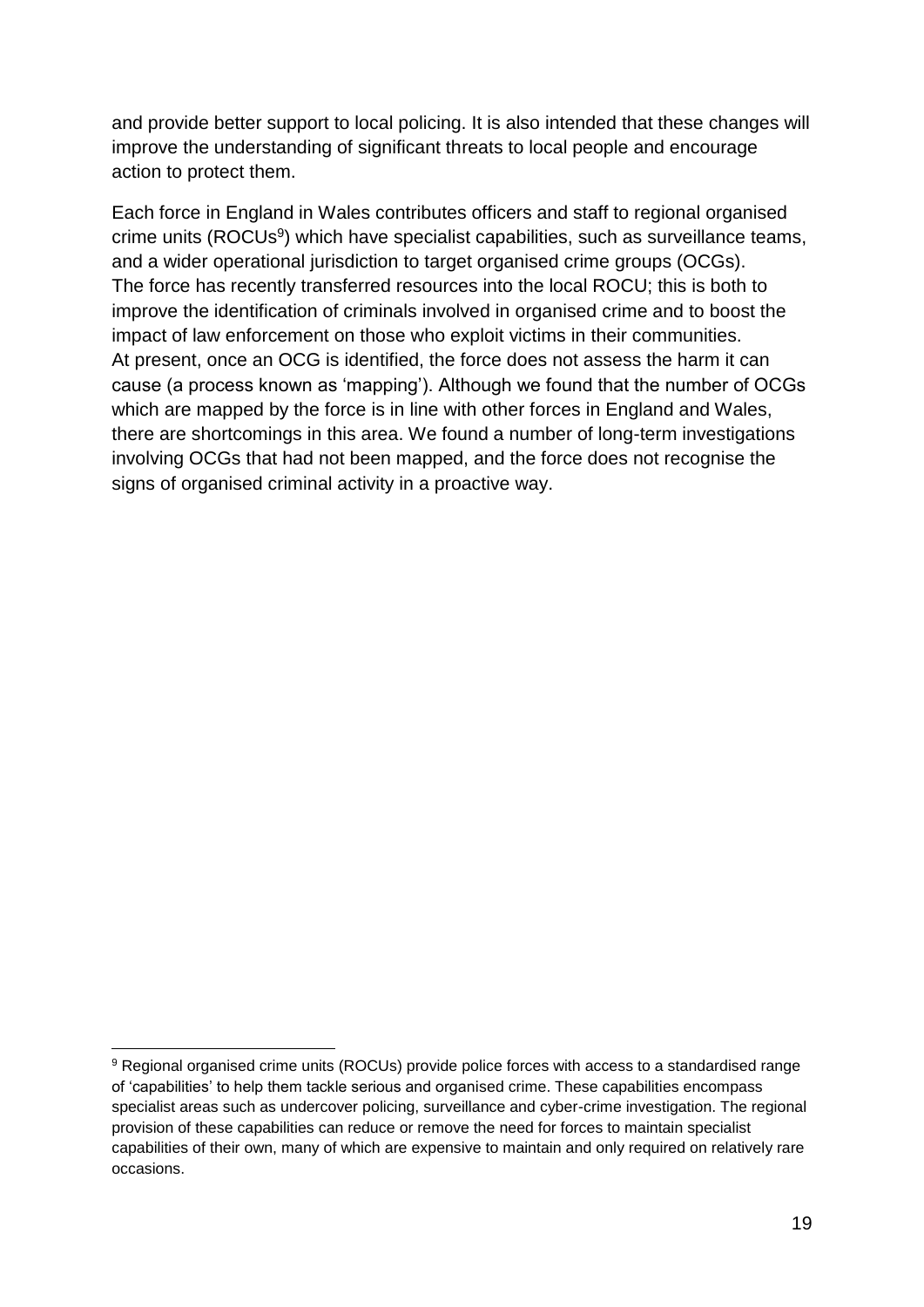and provide better support to local policing. It is also intended that these changes will improve the understanding of significant threats to local people and encourage action to protect them.

Each force in England in Wales contributes officers and staff to regional organised crime units (ROCUs[9]) which have specialist capabilities, such as surveillance teams, and a wider operational jurisdiction to target organised crime groups (OCGs). The force has recently transferred resources into the local ROCU; this is both to improve the identification of criminals involved in organised crime and to boost the impact of law enforcement on those who exploit victims in their communities. At present, once an OCG is identified, the force does not assess the harm it can cause (a process known as 'mapping'). Although we found that the number of OCGs which are mapped by the force is in line with other forces in England and Wales, there are shortcomings in this area. We found a number of long-term investigations involving OCGs that had not been mapped, and the force does not recognise the signs of organised criminal activity in a proactive way.

---

[9] Regional organised crime units (ROCUs) provide police forces with access to a standardised range of 'capabilities' to help them tackle serious and organised crime. These capabilities encompass specialist areas such as undercover policing, surveillance and cyber-crime investigation. The regional provision of these capabilities can reduce or remove the need for forces to maintain specialist capabilities of their own, many of which are expensive to maintain and only required on relatively rare occasions.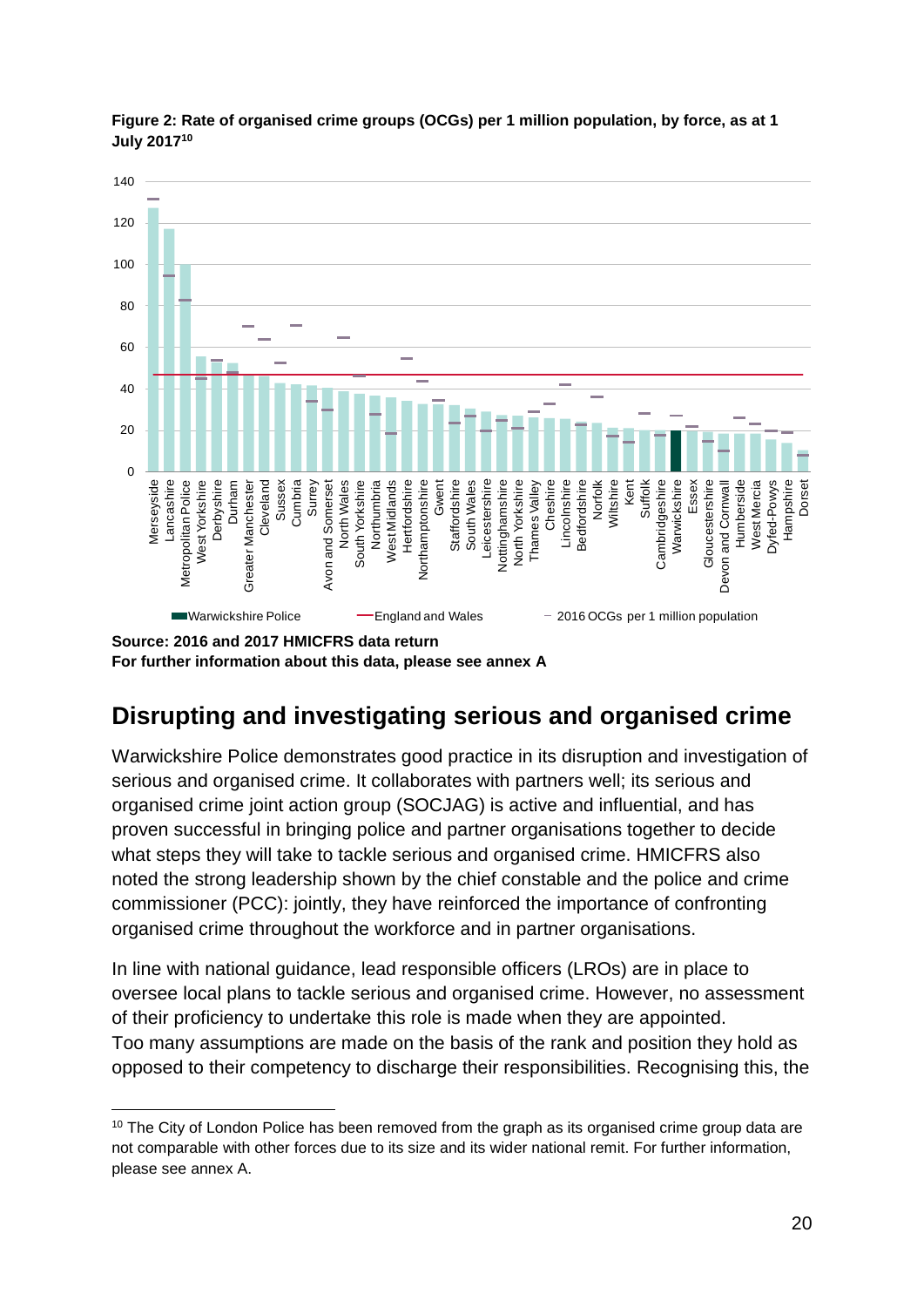**Figure 2: Rate of organised crime groups (OCGs) per 1 million population, by force, as at 1 July 2017[10]**

140
120
100
80
60
40
20
0

Merseyside
Lancashire
Metropolitan Police
West Yorkshire
Derbyshire
Durham
Greater Manchester
Cleveland
Sussex
Cumbria
Surrey
Avon and Somerset
North Wales
South Yorkshire
Northumbria
West Midlands
Hertfordshire
Northamptonshire
Gwent
Staffordshire
South Wales
Leicestershire
Nottinghamshire
North Yorkshire
Thames Valley
Cheshire
Lincolnshire
Bedfordshire
Norfolk
Wiltshire
Kent
Suffolk
Cambridgeshire
Warwickshire
Essex
Gloucestershire
Devon and Cornwall
Humberside
West Mercia
Dyfed-Powys
Hampshire
Dorset

Warwickshire Police — England and Wales — 2016 OCGs per 1 million population

**Source: 2016 and 2017 HMICFRS data return**
**For further information about this data, please see annex A**

## Disrupting and investigating serious and organised crime

Warwickshire Police demonstrates good practice in its disruption and investigation of serious and organised crime. It collaborates with partners well; its serious and organised crime joint action group (SOCJAG) is active and influential, and has proven successful in bringing police and partner organisations together to decide what steps they will take to tackle serious and organised crime. HMICFRS also noted the strong leadership shown by the chief constable and the police and crime commissioner (PCC): jointly, they have reinforced the importance of confronting organised crime throughout the workforce and in partner organisations.

In line with national guidance, lead responsible officers (LROs) are in place to oversee local plans to tackle serious and organised crime. However, no assessment of their proficiency to undertake this role is made when they are appointed. Too many assumptions are made on the basis of the rank and position they hold as opposed to their competency to discharge their responsibilities. Recognising this, the

[10] The City of London Police has been removed from the graph as its organised crime group data are not comparable with other forces due to its size and its wider national remit. For further information, please see annex A.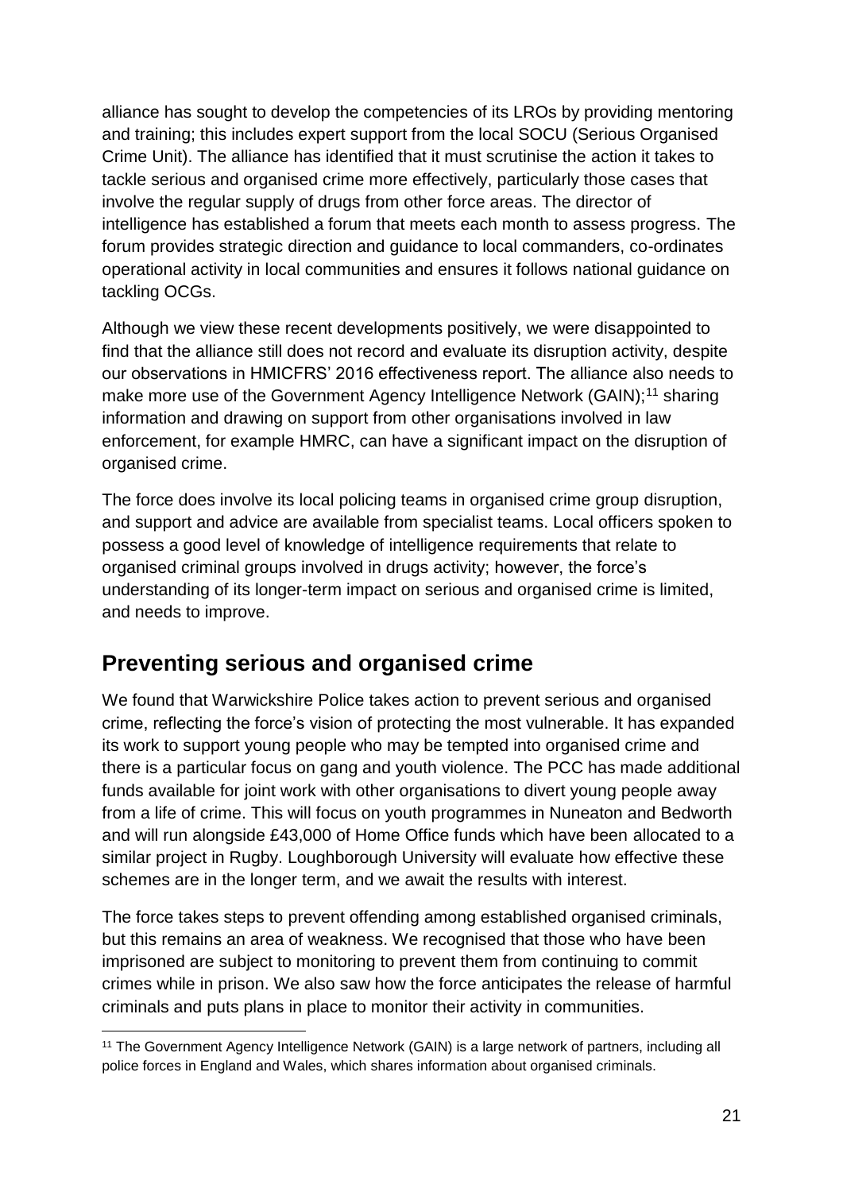alliance has sought to develop the competencies of its LROs by providing mentoring and training; this includes expert support from the local SOCU (Serious Organised Crime Unit). The alliance has identified that it must scrutinise the action it takes to tackle serious and organised crime more effectively, particularly those cases that involve the regular supply of drugs from other force areas. The director of intelligence has established a forum that meets each month to assess progress. The forum provides strategic direction and guidance to local commanders, co-ordinates operational activity in local communities and ensures it follows national guidance on tackling OCGs.

Although we view these recent developments positively, we were disappointed to find that the alliance still does not record and evaluate its disruption activity, despite our observations in HMICFRS' 2016 effectiveness report. The alliance also needs to make more use of the Government Agency Intelligence Network (GAIN);[11] sharing information and drawing on support from other organisations involved in law enforcement, for example HMRC, can have a significant impact on the disruption of organised crime.

The force does involve its local policing teams in organised crime group disruption, and support and advice are available from specialist teams. Local officers spoken to possess a good level of knowledge of intelligence requirements that relate to organised criminal groups involved in drugs activity; however, the force's understanding of its longer-term impact on serious and organised crime is limited, and needs to improve.

## Preventing serious and organised crime

We found that Warwickshire Police takes action to prevent serious and organised crime, reflecting the force's vision of protecting the most vulnerable. It has expanded its work to support young people who may be tempted into organised crime and there is a particular focus on gang and youth violence. The PCC has made additional funds available for joint work with other organisations to divert young people away from a life of crime. This will focus on youth programmes in Nuneaton and Bedworth and will run alongside £43,000 of Home Office funds which have been allocated to a similar project in Rugby. Loughborough University will evaluate how effective these schemes are in the longer term, and we await the results with interest.

The force takes steps to prevent offending among established organised criminals, but this remains an area of weakness. We recognised that those who have been imprisoned are subject to monitoring to prevent them from continuing to commit crimes while in prison. We also saw how the force anticipates the release of harmful criminals and puts plans in place to monitor their activity in communities.

[11] The Government Agency Intelligence Network (GAIN) is a large network of partners, including all police forces in England and Wales, which shares information about organised criminals.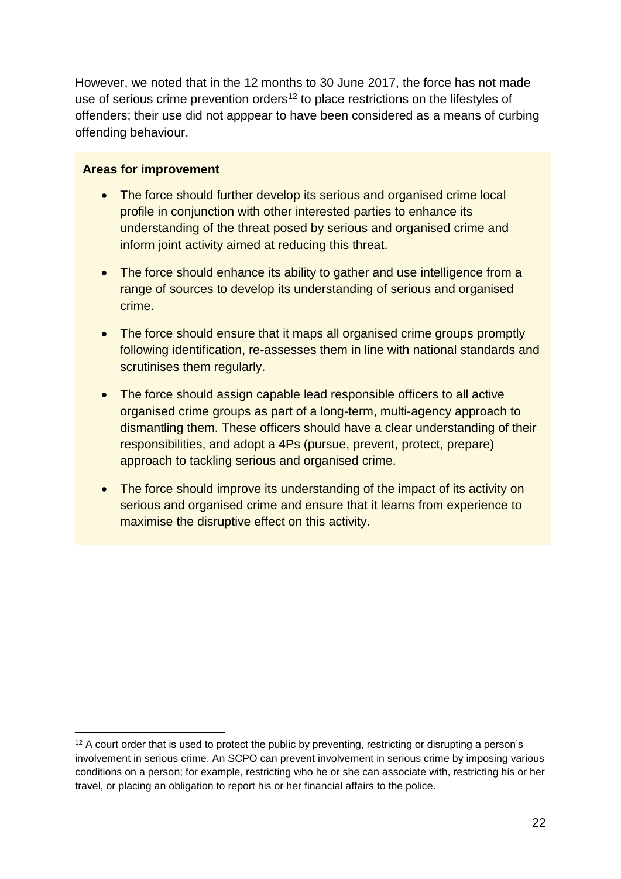However, we noted that in the 12 months to 30 June 2017, the force has not made use of serious crime prevention orders[12] to place restrictions on the lifestyles of offenders; their use did not apppear to have been considered as a means of curbing offending behaviour.

**Areas for improvement**

- The force should further develop its serious and organised crime local profile in conjunction with other interested parties to enhance its understanding of the threat posed by serious and organised crime and inform joint activity aimed at reducing this threat.
- The force should enhance its ability to gather and use intelligence from a range of sources to develop its understanding of serious and organised crime.
- The force should ensure that it maps all organised crime groups promptly following identification, re-assesses them in line with national standards and scrutinises them regularly.
- The force should assign capable lead responsible officers to all active organised crime groups as part of a long-term, multi-agency approach to dismantling them. These officers should have a clear understanding of their responsibilities, and adopt a 4Ps (pursue, prevent, protect, prepare) approach to tackling serious and organised crime.
- The force should improve its understanding of the impact of its activity on serious and organised crime and ensure that it learns from experience to maximise the disruptive effect on this activity.

[12] A court order that is used to protect the public by preventing, restricting or disrupting a person's involvement in serious crime. An SCPO can prevent involvement in serious crime by imposing various conditions on a person; for example, restricting who he or she can associate with, restricting his or her travel, or placing an obligation to report his or her financial affairs to the police.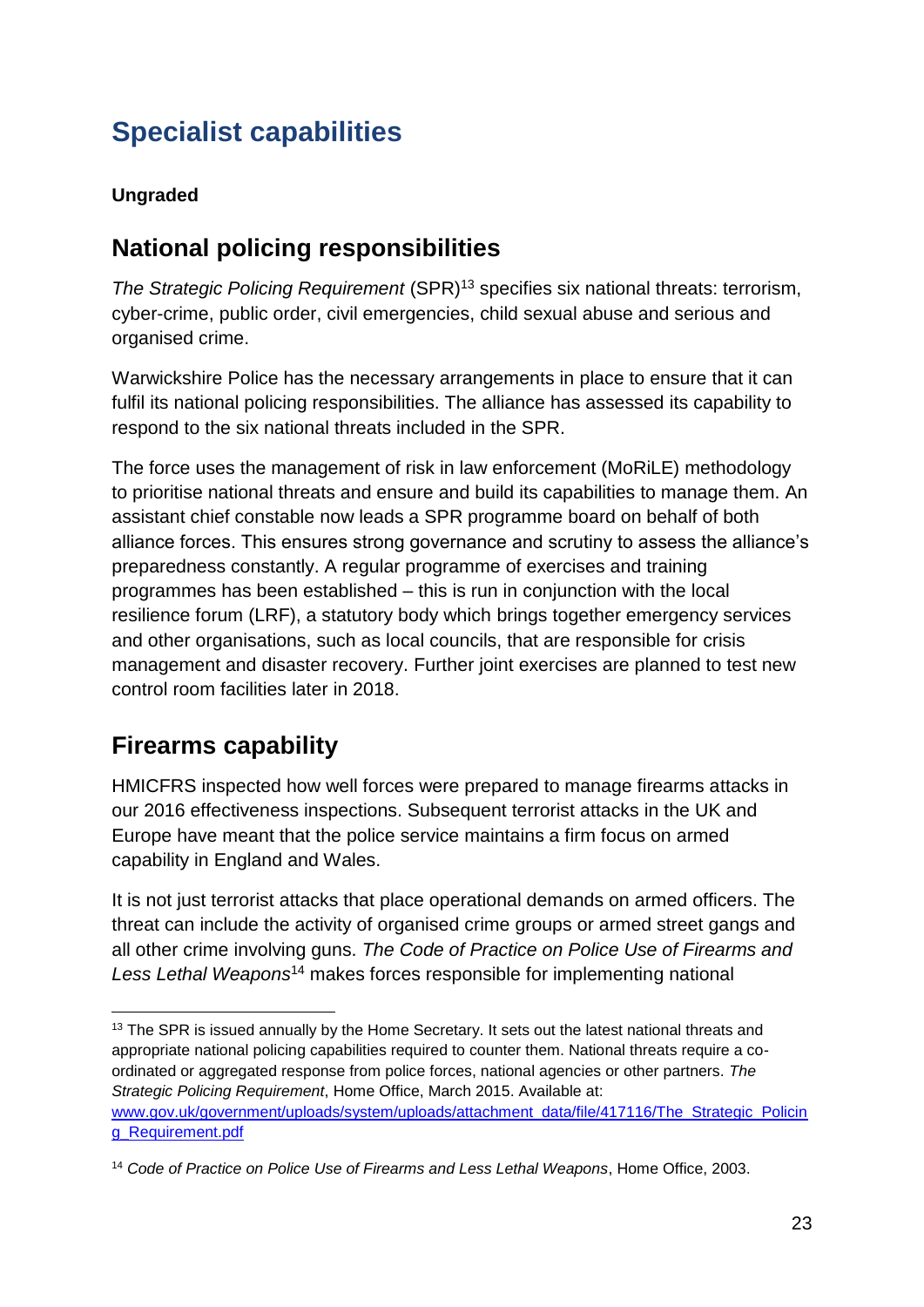# Specialist capabilities

**Ungraded**

## National policing responsibilities

*The Strategic Policing Requirement* (SPR)[13] specifies six national threats: terrorism, cyber-crime, public order, civil emergencies, child sexual abuse and serious and organised crime.

Warwickshire Police has the necessary arrangements in place to ensure that it can fulfil its national policing responsibilities. The alliance has assessed its capability to respond to the six national threats included in the SPR.

The force uses the management of risk in law enforcement (MoRiLE) methodology to prioritise national threats and ensure and build its capabilities to manage them. An assistant chief constable now leads a SPR programme board on behalf of both alliance forces. This ensures strong governance and scrutiny to assess the alliance's preparedness constantly. A regular programme of exercises and training programmes has been established – this is run in conjunction with the local resilience forum (LRF), a statutory body which brings together emergency services and other organisations, such as local councils, that are responsible for crisis management and disaster recovery. Further joint exercises are planned to test new control room facilities later in 2018.

## Firearms capability

HMICFRS inspected how well forces were prepared to manage firearms attacks in our 2016 effectiveness inspections. Subsequent terrorist attacks in the UK and Europe have meant that the police service maintains a firm focus on armed capability in England and Wales.

It is not just terrorist attacks that place operational demands on armed officers. The threat can include the activity of organised crime groups or armed street gangs and all other crime involving guns. *The Code of Practice on Police Use of Firearms and Less Lethal Weapons*[14] makes forces responsible for implementing national

---

[13] The SPR is issued annually by the Home Secretary. It sets out the latest national threats and appropriate national policing capabilities required to counter them. National threats require a co-ordinated or aggregated response from police forces, national agencies or other partners. *The Strategic Policing Requirement*, Home Office, March 2015. Available at: www.gov.uk/government/uploads/system/uploads/attachment_data/file/417116/The_Strategic_Policing_Requirement.pdf

[14] *Code of Practice on Police Use of Firearms and Less Lethal Weapons*, Home Office, 2003.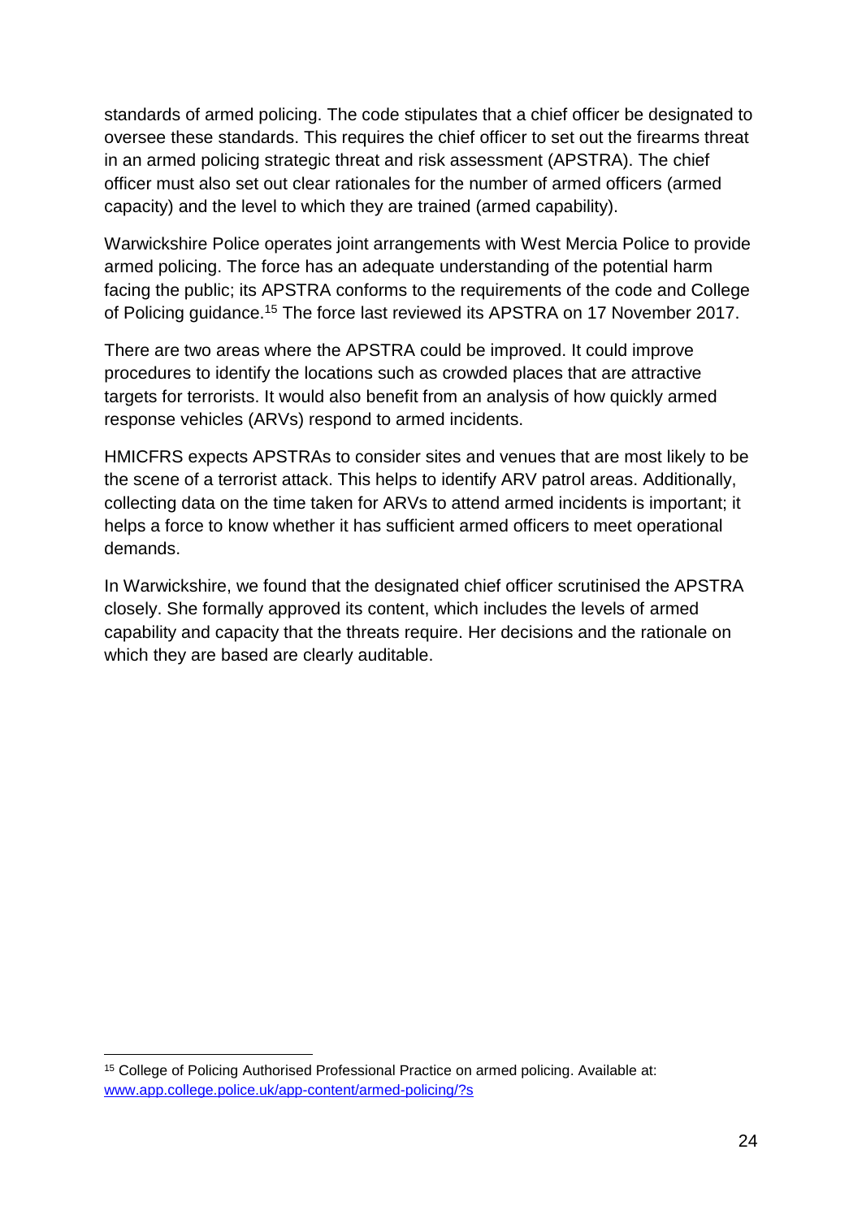standards of armed policing. The code stipulates that a chief officer be designated to oversee these standards. This requires the chief officer to set out the firearms threat in an armed policing strategic threat and risk assessment (APSTRA). The chief officer must also set out clear rationales for the number of armed officers (armed capacity) and the level to which they are trained (armed capability).

Warwickshire Police operates joint arrangements with West Mercia Police to provide armed policing. The force has an adequate understanding of the potential harm facing the public; its APSTRA conforms to the requirements of the code and College of Policing guidance.[15] The force last reviewed its APSTRA on 17 November 2017.

There are two areas where the APSTRA could be improved. It could improve procedures to identify the locations such as crowded places that are attractive targets for terrorists. It would also benefit from an analysis of how quickly armed response vehicles (ARVs) respond to armed incidents.

HMICFRS expects APSTRAs to consider sites and venues that are most likely to be the scene of a terrorist attack. This helps to identify ARV patrol areas. Additionally, collecting data on the time taken for ARVs to attend armed incidents is important; it helps a force to know whether it has sufficient armed officers to meet operational demands.

In Warwickshire, we found that the designated chief officer scrutinised the APSTRA closely. She formally approved its content, which includes the levels of armed capability and capacity that the threats require. Her decisions and the rationale on which they are based are clearly auditable.

---

[15] College of Policing Authorised Professional Practice on armed policing. Available at: www.app.college.police.uk/app-content/armed-policing/?s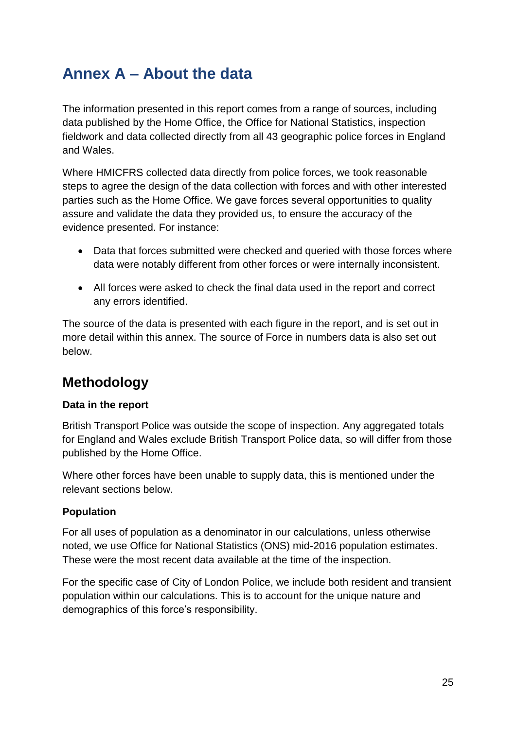# Annex A – About the data

The information presented in this report comes from a range of sources, including data published by the Home Office, the Office for National Statistics, inspection fieldwork and data collected directly from all 43 geographic police forces in England and Wales.

Where HMICFRS collected data directly from police forces, we took reasonable steps to agree the design of the data collection with forces and with other interested parties such as the Home Office. We gave forces several opportunities to quality assure and validate the data they provided us, to ensure the accuracy of the evidence presented. For instance:

- Data that forces submitted were checked and queried with those forces where data were notably different from other forces or were internally inconsistent.
- All forces were asked to check the final data used in the report and correct any errors identified.

The source of the data is presented with each figure in the report, and is set out in more detail within this annex. The source of Force in numbers data is also set out below.

## Methodology

**Data in the report**

British Transport Police was outside the scope of inspection. Any aggregated totals for England and Wales exclude British Transport Police data, so will differ from those published by the Home Office.

Where other forces have been unable to supply data, this is mentioned under the relevant sections below.

**Population**

For all uses of population as a denominator in our calculations, unless otherwise noted, we use Office for National Statistics (ONS) mid-2016 population estimates. These were the most recent data available at the time of the inspection.

For the specific case of City of London Police, we include both resident and transient population within our calculations. This is to account for the unique nature and demographics of this force's responsibility.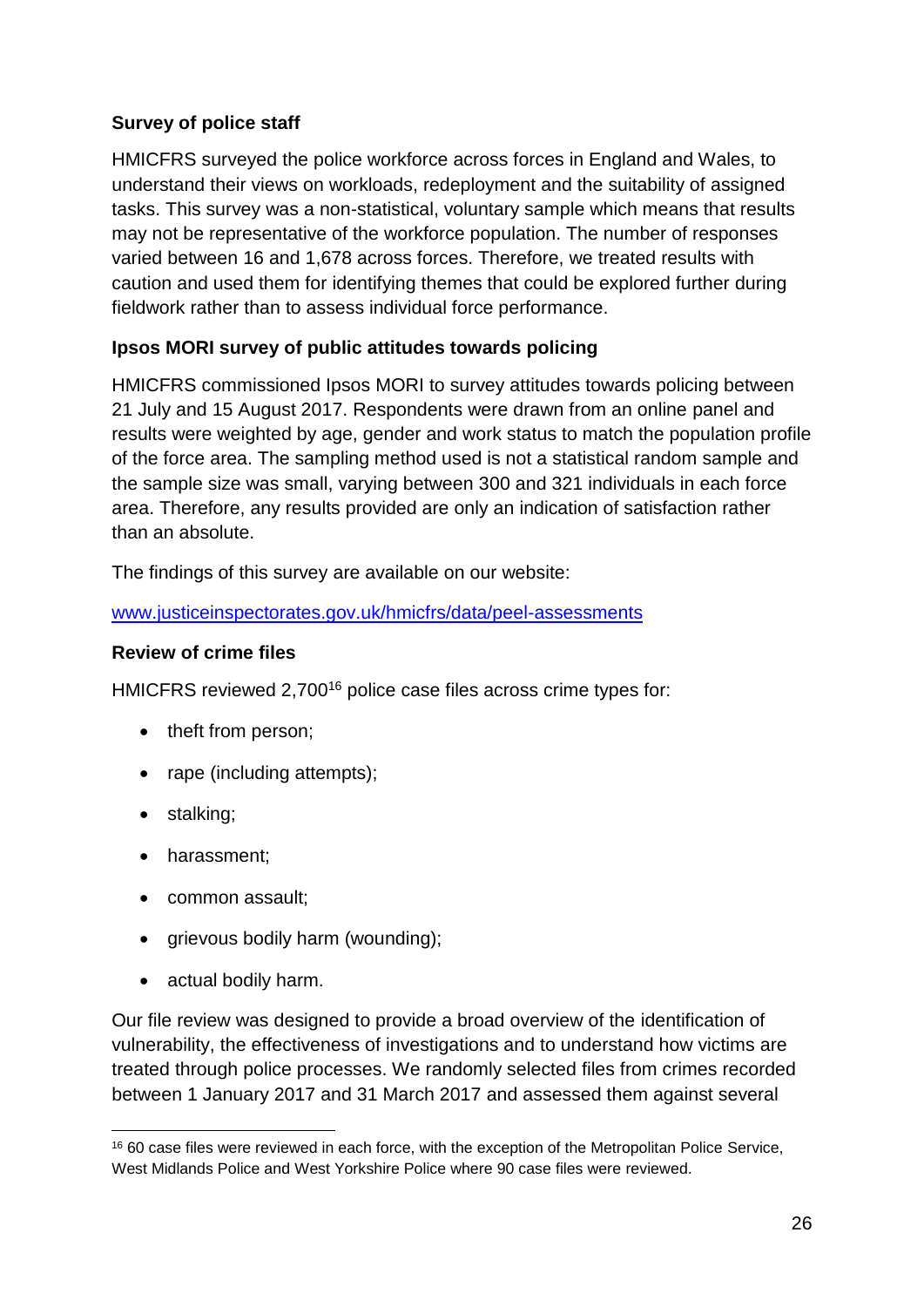**Survey of police staff**

HMICFRS surveyed the police workforce across forces in England and Wales, to understand their views on workloads, redeployment and the suitability of assigned tasks. This survey was a non-statistical, voluntary sample which means that results may not be representative of the workforce population. The number of responses varied between 16 and 1,678 across forces. Therefore, we treated results with caution and used them for identifying themes that could be explored further during fieldwork rather than to assess individual force performance.

**Ipsos MORI survey of public attitudes towards policing**

HMICFRS commissioned Ipsos MORI to survey attitudes towards policing between 21 July and 15 August 2017. Respondents were drawn from an online panel and results were weighted by age, gender and work status to match the population profile of the force area. The sampling method used is not a statistical random sample and the sample size was small, varying between 300 and 321 individuals in each force area. Therefore, any results provided are only an indication of satisfaction rather than an absolute.

The findings of this survey are available on our website:

www.justiceinspectorates.gov.uk/hmicfrs/data/peel-assessments

**Review of crime files**

HMICFRS reviewed 2,700[16] police case files across crime types for:

- theft from person;
- rape (including attempts);
- stalking;
- harassment;
- common assault;
- grievous bodily harm (wounding);
- actual bodily harm.

Our file review was designed to provide a broad overview of the identification of vulnerability, the effectiveness of investigations and to understand how victims are treated through police processes. We randomly selected files from crimes recorded between 1 January 2017 and 31 March 2017 and assessed them against several

[16] 60 case files were reviewed in each force, with the exception of the Metropolitan Police Service, West Midlands Police and West Yorkshire Police where 90 case files were reviewed.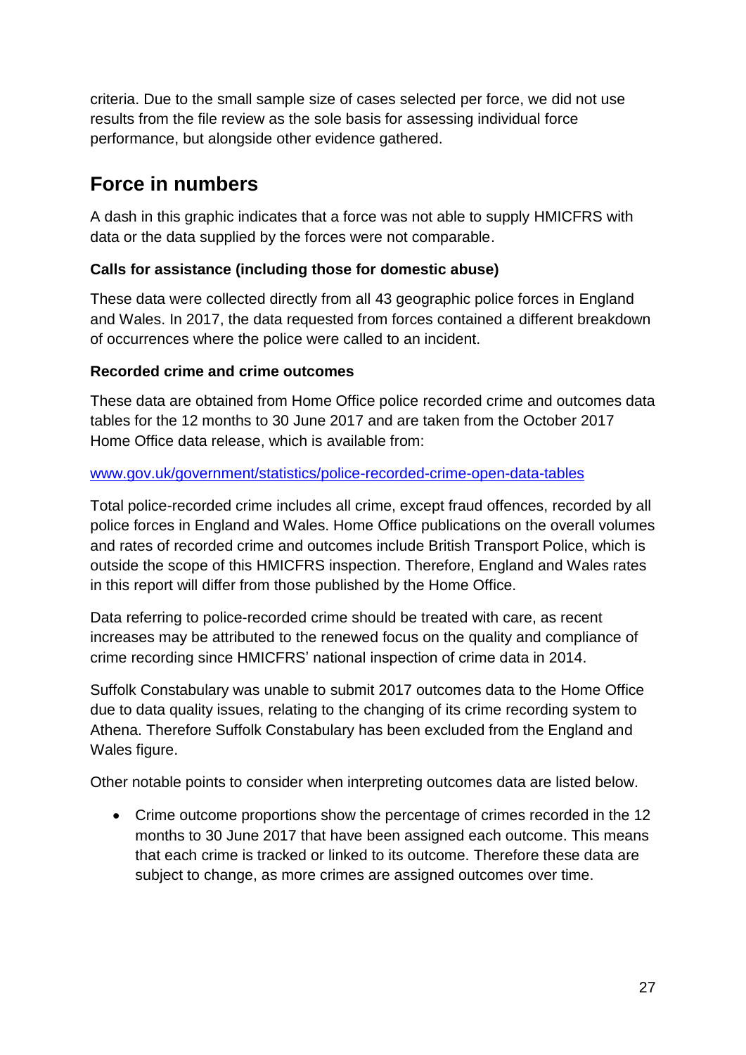criteria. Due to the small sample size of cases selected per force, we did not use results from the file review as the sole basis for assessing individual force performance, but alongside other evidence gathered.

## Force in numbers

A dash in this graphic indicates that a force was not able to supply HMICFRS with data or the data supplied by the forces were not comparable.

**Calls for assistance (including those for domestic abuse)**

These data were collected directly from all 43 geographic police forces in England and Wales. In 2017, the data requested from forces contained a different breakdown of occurrences where the police were called to an incident.

**Recorded crime and crime outcomes**

These data are obtained from Home Office police recorded crime and outcomes data tables for the 12 months to 30 June 2017 and are taken from the October 2017 Home Office data release, which is available from:

[www.gov.uk/government/statistics/police-recorded-crime-open-data-tables](www.gov.uk/government/statistics/police-recorded-crime-open-data-tables)

Total police-recorded crime includes all crime, except fraud offences, recorded by all police forces in England and Wales. Home Office publications on the overall volumes and rates of recorded crime and outcomes include British Transport Police, which is outside the scope of this HMICFRS inspection. Therefore, England and Wales rates in this report will differ from those published by the Home Office.

Data referring to police-recorded crime should be treated with care, as recent increases may be attributed to the renewed focus on the quality and compliance of crime recording since HMICFRS' national inspection of crime data in 2014.

Suffolk Constabulary was unable to submit 2017 outcomes data to the Home Office due to data quality issues, relating to the changing of its crime recording system to Athena. Therefore Suffolk Constabulary has been excluded from the England and Wales figure.

Other notable points to consider when interpreting outcomes data are listed below.

- Crime outcome proportions show the percentage of crimes recorded in the 12 months to 30 June 2017 that have been assigned each outcome. This means that each crime is tracked or linked to its outcome. Therefore these data are subject to change, as more crimes are assigned outcomes over time.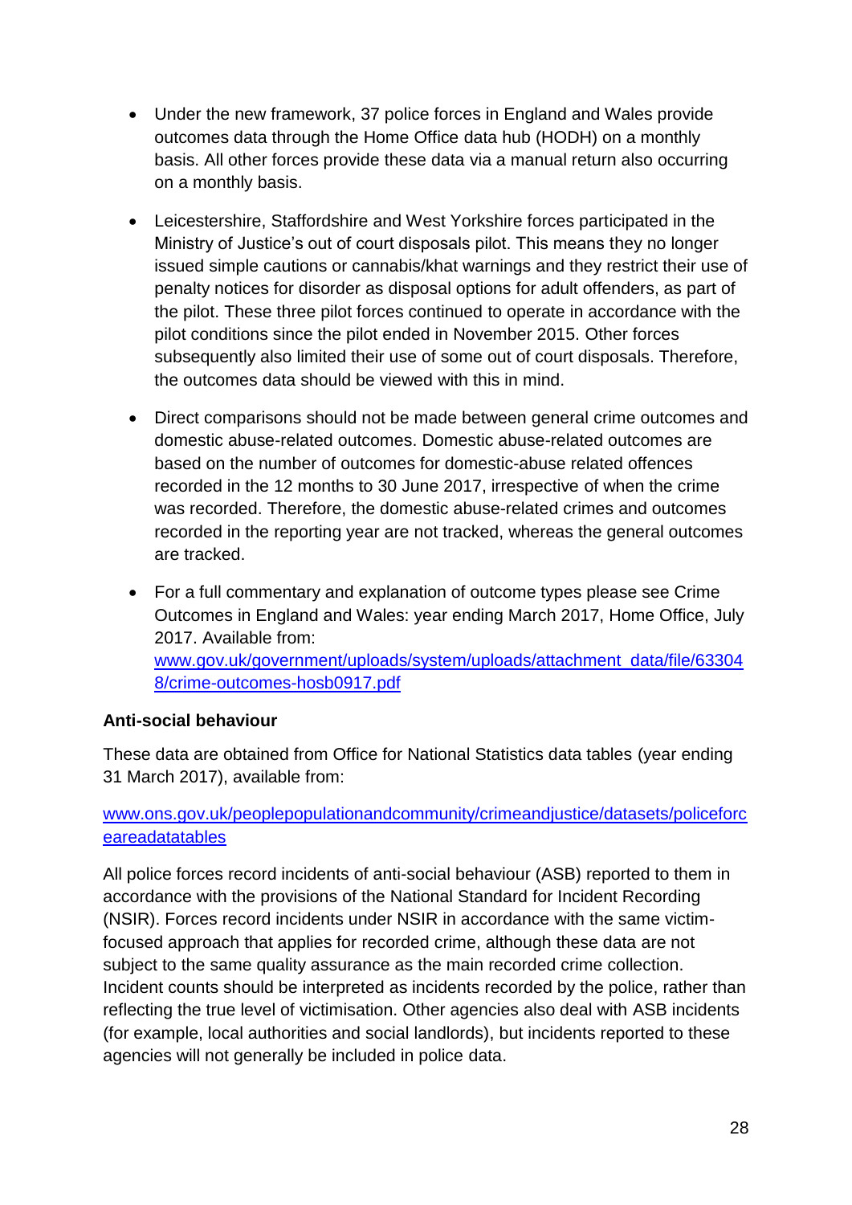- Under the new framework, 37 police forces in England and Wales provide outcomes data through the Home Office data hub (HODH) on a monthly basis. All other forces provide these data via a manual return also occurring on a monthly basis.

- Leicestershire, Staffordshire and West Yorkshire forces participated in the Ministry of Justice's out of court disposals pilot. This means they no longer issued simple cautions or cannabis/khat warnings and they restrict their use of penalty notices for disorder as disposal options for adult offenders, as part of the pilot. These three pilot forces continued to operate in accordance with the pilot conditions since the pilot ended in November 2015. Other forces subsequently also limited their use of some out of court disposals. Therefore, the outcomes data should be viewed with this in mind.

- Direct comparisons should not be made between general crime outcomes and domestic abuse-related outcomes. Domestic abuse-related outcomes are based on the number of outcomes for domestic-abuse related offences recorded in the 12 months to 30 June 2017, irrespective of when the crime was recorded. Therefore, the domestic abuse-related crimes and outcomes recorded in the reporting year are not tracked, whereas the general outcomes are tracked.

- For a full commentary and explanation of outcome types please see Crime Outcomes in England and Wales: year ending March 2017, Home Office, July 2017. Available from: [www.gov.uk/government/uploads/system/uploads/attachment_data/file/633048/crime-outcomes-hosb0917.pdf](www.gov.uk/government/uploads/system/uploads/attachment_data/file/633048/crime-outcomes-hosb0917.pdf)

**Anti-social behaviour**

These data are obtained from Office for National Statistics data tables (year ending 31 March 2017), available from:

[www.ons.gov.uk/peoplepopulationandcommunity/crimeandjustice/datasets/policeforceareadatatables](www.ons.gov.uk/peoplepopulationandcommunity/crimeandjustice/datasets/policeforceareadatatables)

All police forces record incidents of anti-social behaviour (ASB) reported to them in accordance with the provisions of the National Standard for Incident Recording (NSIR). Forces record incidents under NSIR in accordance with the same victim-focused approach that applies for recorded crime, although these data are not subject to the same quality assurance as the main recorded crime collection. Incident counts should be interpreted as incidents recorded by the police, rather than reflecting the true level of victimisation. Other agencies also deal with ASB incidents (for example, local authorities and social landlords), but incidents reported to these agencies will not generally be included in police data.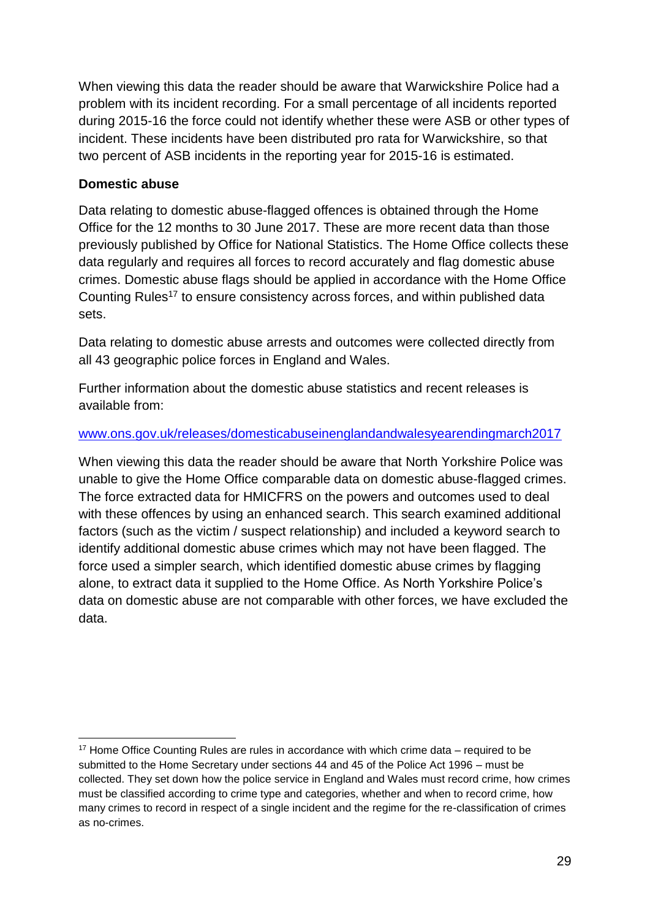When viewing this data the reader should be aware that Warwickshire Police had a problem with its incident recording. For a small percentage of all incidents reported during 2015-16 the force could not identify whether these were ASB or other types of incident. These incidents have been distributed pro rata for Warwickshire, so that two percent of ASB incidents in the reporting year for 2015-16 is estimated.

**Domestic abuse**

Data relating to domestic abuse-flagged offences is obtained through the Home Office for the 12 months to 30 June 2017. These are more recent data than those previously published by Office for National Statistics. The Home Office collects these data regularly and requires all forces to record accurately and flag domestic abuse crimes. Domestic abuse flags should be applied in accordance with the Home Office Counting Rules[17] to ensure consistency across forces, and within published data sets.

Data relating to domestic abuse arrests and outcomes were collected directly from all 43 geographic police forces in England and Wales.

Further information about the domestic abuse statistics and recent releases is available from:

[www.ons.gov.uk/releases/domesticabuseinenglandandwalesyearendingmarch2017](www.ons.gov.uk/releases/domesticabuseinenglandandwalesyearendingmarch2017)

When viewing this data the reader should be aware that North Yorkshire Police was unable to give the Home Office comparable data on domestic abuse-flagged crimes. The force extracted data for HMICFRS on the powers and outcomes used to deal with these offences by using an enhanced search. This search examined additional factors (such as the victim / suspect relationship) and included a keyword search to identify additional domestic abuse crimes which may not have been flagged. The force used a simpler search, which identified domestic abuse crimes by flagging alone, to extract data it supplied to the Home Office. As North Yorkshire Police's data on domestic abuse are not comparable with other forces, we have excluded the data.

[17] Home Office Counting Rules are rules in accordance with which crime data – required to be submitted to the Home Secretary under sections 44 and 45 of the Police Act 1996 – must be collected. They set down how the police service in England and Wales must record crime, how crimes must be classified according to crime type and categories, whether and when to record crime, how many crimes to record in respect of a single incident and the regime for the re-classification of crimes as no-crimes.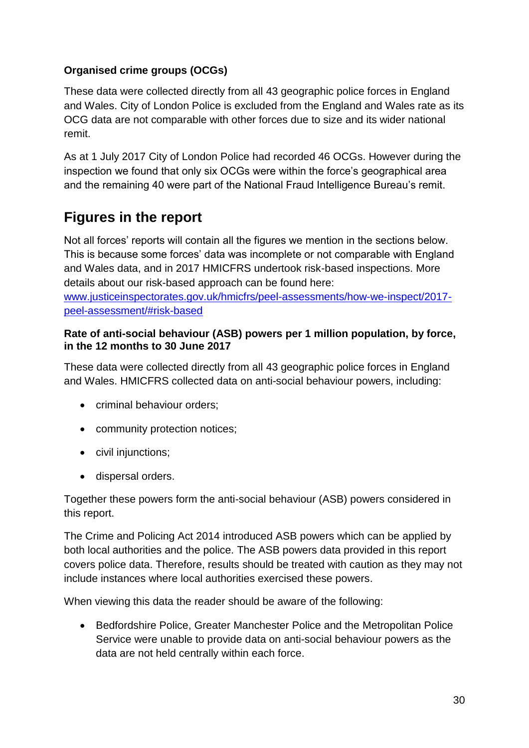### Organised crime groups (OCGs)

These data were collected directly from all 43 geographic police forces in England and Wales. City of London Police is excluded from the England and Wales rate as its OCG data are not comparable with other forces due to size and its wider national remit.

As at 1 July 2017 City of London Police had recorded 46 OCGs. However during the inspection we found that only six OCGs were within the force's geographical area and the remaining 40 were part of the National Fraud Intelligence Bureau's remit.

## Figures in the report

Not all forces' reports will contain all the figures we mention in the sections below. This is because some forces' data was incomplete or not comparable with England and Wales data, and in 2017 HMICFRS undertook risk-based inspections. More details about our risk-based approach can be found here: [www.justiceinspectorates.gov.uk/hmicfrs/peel-assessments/how-we-inspect/2017-peel-assessment/#risk-based](http://www.justiceinspectorates.gov.uk/hmicfrs/peel-assessments/how-we-inspect/2017-peel-assessment/#risk-based)

### Rate of anti-social behaviour (ASB) powers per 1 million population, by force, in the 12 months to 30 June 2017

These data were collected directly from all 43 geographic police forces in England and Wales. HMICFRS collected data on anti-social behaviour powers, including:

- criminal behaviour orders;
- community protection notices;
- civil injunctions;
- dispersal orders.

Together these powers form the anti-social behaviour (ASB) powers considered in this report.

The Crime and Policing Act 2014 introduced ASB powers which can be applied by both local authorities and the police. The ASB powers data provided in this report covers police data. Therefore, results should be treated with caution as they may not include instances where local authorities exercised these powers.

When viewing this data the reader should be aware of the following:

- Bedfordshire Police, Greater Manchester Police and the Metropolitan Police Service were unable to provide data on anti-social behaviour powers as the data are not held centrally within each force.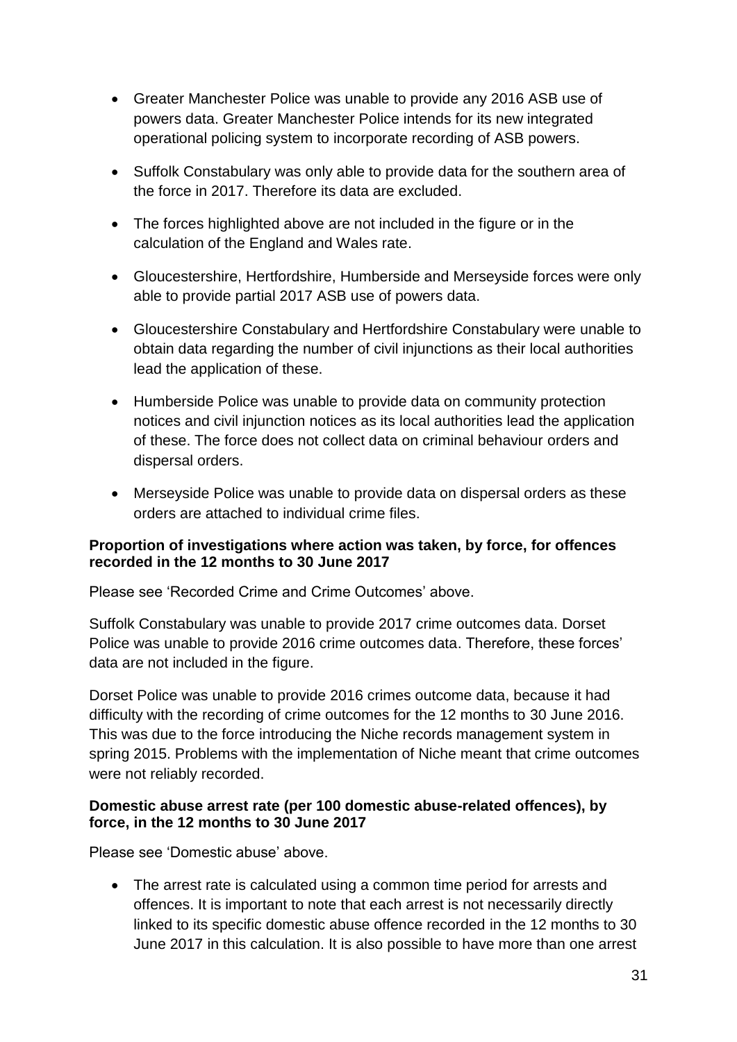- Greater Manchester Police was unable to provide any 2016 ASB use of powers data. Greater Manchester Police intends for its new integrated operational policing system to incorporate recording of ASB powers.
- Suffolk Constabulary was only able to provide data for the southern area of the force in 2017. Therefore its data are excluded.
- The forces highlighted above are not included in the figure or in the calculation of the England and Wales rate.
- Gloucestershire, Hertfordshire, Humberside and Merseyside forces were only able to provide partial 2017 ASB use of powers data.
- Gloucestershire Constabulary and Hertfordshire Constabulary were unable to obtain data regarding the number of civil injunctions as their local authorities lead the application of these.
- Humberside Police was unable to provide data on community protection notices and civil injunction notices as its local authorities lead the application of these. The force does not collect data on criminal behaviour orders and dispersal orders.
- Merseyside Police was unable to provide data on dispersal orders as these orders are attached to individual crime files.

**Proportion of investigations where action was taken, by force, for offences recorded in the 12 months to 30 June 2017**

Please see 'Recorded Crime and Crime Outcomes' above.

Suffolk Constabulary was unable to provide 2017 crime outcomes data. Dorset Police was unable to provide 2016 crime outcomes data. Therefore, these forces' data are not included in the figure.

Dorset Police was unable to provide 2016 crimes outcome data, because it had difficulty with the recording of crime outcomes for the 12 months to 30 June 2016. This was due to the force introducing the Niche records management system in spring 2015. Problems with the implementation of Niche meant that crime outcomes were not reliably recorded.

**Domestic abuse arrest rate (per 100 domestic abuse-related offences), by force, in the 12 months to 30 June 2017**

Please see 'Domestic abuse' above.

- The arrest rate is calculated using a common time period for arrests and offences. It is important to note that each arrest is not necessarily directly linked to its specific domestic abuse offence recorded in the 12 months to 30 June 2017 in this calculation. It is also possible to have more than one arrest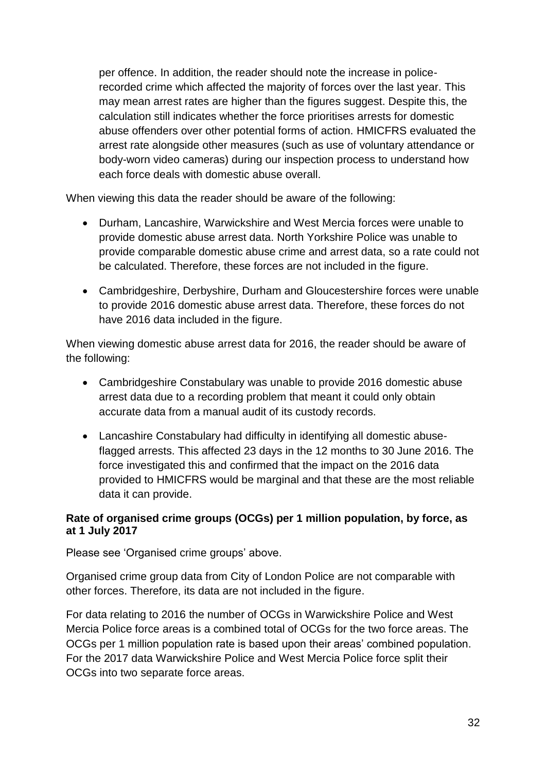per offence. In addition, the reader should note the increase in police-recorded crime which affected the majority of forces over the last year. This may mean arrest rates are higher than the figures suggest. Despite this, the calculation still indicates whether the force prioritises arrests for domestic abuse offenders over other potential forms of action. HMICFRS evaluated the arrest rate alongside other measures (such as use of voluntary attendance or body-worn video cameras) during our inspection process to understand how each force deals with domestic abuse overall.

When viewing this data the reader should be aware of the following:

- Durham, Lancashire, Warwickshire and West Mercia forces were unable to provide domestic abuse arrest data. North Yorkshire Police was unable to provide comparable domestic abuse crime and arrest data, so a rate could not be calculated. Therefore, these forces are not included in the figure.
- Cambridgeshire, Derbyshire, Durham and Gloucestershire forces were unable to provide 2016 domestic abuse arrest data. Therefore, these forces do not have 2016 data included in the figure.

When viewing domestic abuse arrest data for 2016, the reader should be aware of the following:

- Cambridgeshire Constabulary was unable to provide 2016 domestic abuse arrest data due to a recording problem that meant it could only obtain accurate data from a manual audit of its custody records.
- Lancashire Constabulary had difficulty in identifying all domestic abuse-flagged arrests. This affected 23 days in the 12 months to 30 June 2016. The force investigated this and confirmed that the impact on the 2016 data provided to HMICFRS would be marginal and that these are the most reliable data it can provide.

**Rate of organised crime groups (OCGs) per 1 million population, by force, as at 1 July 2017**

Please see 'Organised crime groups' above.

Organised crime group data from City of London Police are not comparable with other forces. Therefore, its data are not included in the figure.

For data relating to 2016 the number of OCGs in Warwickshire Police and West Mercia Police force areas is a combined total of OCGs for the two force areas. The OCGs per 1 million population rate is based upon their areas' combined population. For the 2017 data Warwickshire Police and West Mercia Police force split their OCGs into two separate force areas.